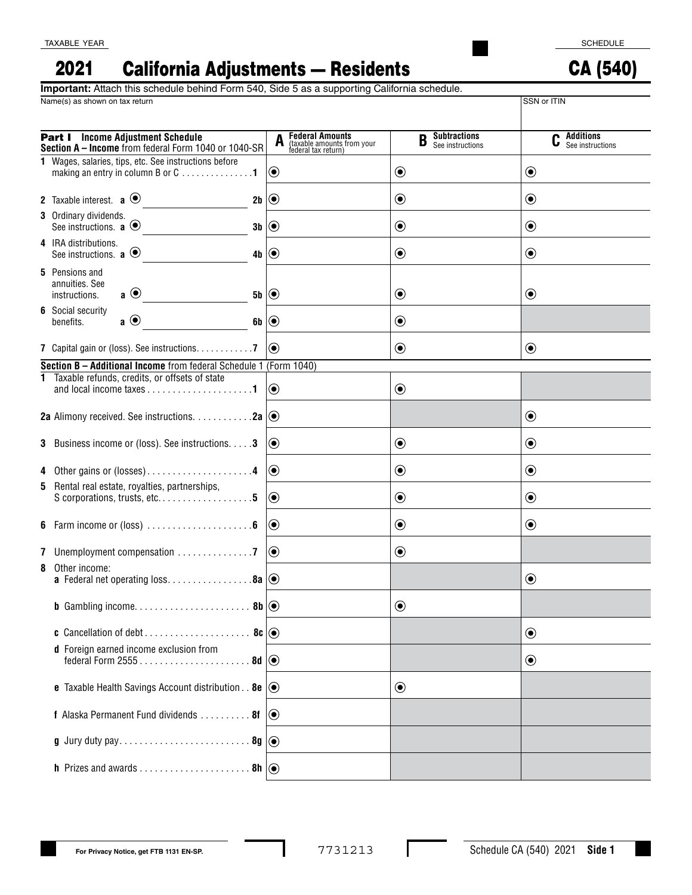TAXABLE YEAR

# 2021 California Adjustments — Residents

SCHEDULE

# CA (540)

**Important:** Attach this schedule behind Form 540, Side 5 as a supporting California schedule.

Name(s) as shown on tax return | SSN or ITIN

| **Part I Income Adjustment Schedule** **Section A – Income** from federal Form 1040 or 1040-SR | **A Federal Amounts** (taxable amounts from your federal tax return) | **B Subtractions** See instructions | **C Additions** See instructions |
|---|---|---|---|
| 1 Wages, salaries, tips, etc. See instructions before making an entry in column B or C . . . . . . . . . . . . . . . 1 | ● | ● | ● |
| 2 Taxable interest. a ● ______ 2b | ● | ● | ● |
| 3 Ordinary dividends. See instructions. a ● ______ 3b | ● | ● | ● |
| 4 IRA distributions. See instructions. a ● ______ 4b | ● | ● | ● |
| 5 Pensions and annuities. See instructions. a ● ______ 5b | ● | ● | ● |
| 6 Social security benefits. a ● ______ 6b | ● | ● | |
| 7 Capital gain or (loss). See instructions. . . . . . . . . . . 7 | ● | ● | ● |
| **Section B – Additional Income** from federal Schedule 1 (Form 1040) | | | |
| 1 Taxable refunds, credits, or offsets of state and local income taxes . . . . . . . . . . . . . . . . . . . . 1 | ● | ● | |
| 2a Alimony received. See instructions. . . . . . . . . . . 2a | ● | | ● |
| 3 Business income or (loss). See instructions. . . . . 3 | ● | ● | ● |
| 4 Other gains or (losses) . . . . . . . . . . . . . . . . . . . . 4 | ● | ● | ● |
| 5 Rental real estate, royalties, partnerships, S corporations, trusts, etc. . . . . . . . . . . . . . . . . . 5 | ● | ● | ● |
| 6 Farm income or (loss) . . . . . . . . . . . . . . . . . . . . 6 | ● | ● | ● |
| 7 Unemployment compensation . . . . . . . . . . . . . . 7 | ● | ● | |
| 8 Other income: a Federal net operating loss. . . . . . . . . . . . . . . . 8a | ● | | ● |
| b Gambling income. . . . . . . . . . . . . . . . . . . . . . 8b | ● | ● | |
| c Cancellation of debt . . . . . . . . . . . . . . . . . . . . 8c | ● | | ● |
| d Foreign earned income exclusion from federal Form 2555 . . . . . . . . . . . . . . . . . . . . . 8d | ● | | ● |
| e Taxable Health Savings Account distribution . . 8e | ● | ● | |
| f Alaska Permanent Fund dividends . . . . . . . . . . 8f | ● | | |
| g Jury duty pay. . . . . . . . . . . . . . . . . . . . . . . . . 8g | ● | | |
| h Prizes and awards . . . . . . . . . . . . . . . . . . . . . 8h | ● | | |

For Privacy Notice, get FTB 1131 EN-SP.

7731213

Schedule CA (540) 2021 **Side 1**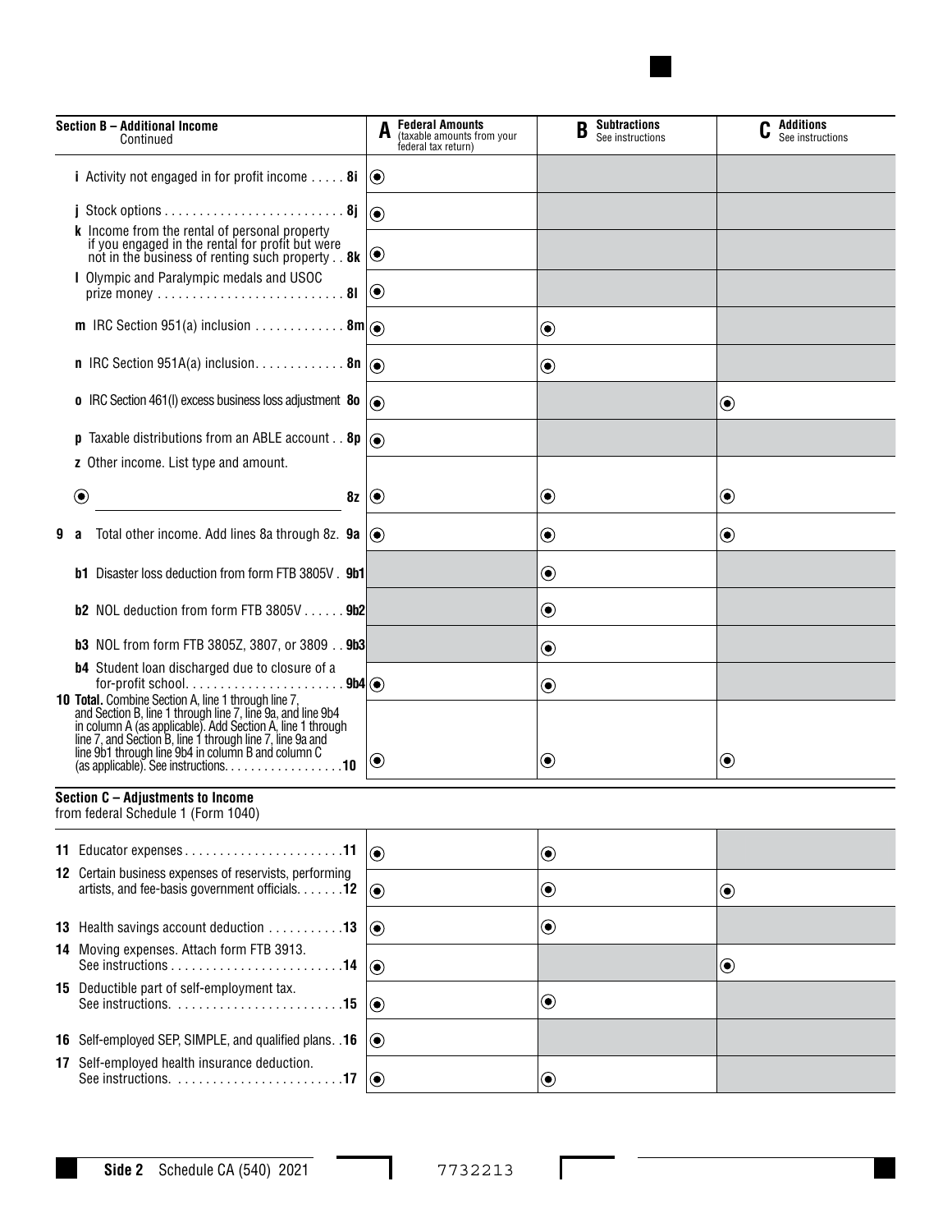| Section B – Additional Income Continued | A Federal Amounts (taxable amounts from your federal tax return) | B Subtractions See instructions | C Additions See instructions |
|---|---|---|---|
| i Activity not engaged in for profit income . . . . . 8i | ◉ | | |
| j Stock options . . . . . . . . . . . . . . . . . . . . . . . . . . 8j | ◉ | | |
| k Income from the rental of personal property if you engaged in the rental for profit but were not in the business of renting such property . . 8k | ◉ | | |
| l Olympic and Paralympic medals and USOC prize money . . . . . . . . . . . . . . . . . . . . . . . . . . . 8l | ◉ | | |
| m IRC Section 951(a) inclusion . . . . . . . . . . . . . 8m | ◉ | ◉ | |
| n IRC Section 951A(a) inclusion. . . . . . . . . . . . . 8n | ◉ | ◉ | |
| o IRC Section 461(l) excess business loss adjustment 8o | ◉ | | ◉ |
| p Taxable distributions from an ABLE account . . 8p | ◉ | | |
| z Other income. List type and amount. ◉ ______________ 8z | ◉ | ◉ | ◉ |
| 9 a Total other income. Add lines 8a through 8z. 9a | ◉ | ◉ | ◉ |
| b1 Disaster loss deduction from form FTB 3805V . 9b1 | | ◉ | |
| b2 NOL deduction from form FTB 3805V . . . . . . 9b2 | | ◉ | |
| b3 NOL from form FTB 3805Z, 3807, or 3809 . . 9b3 | | ◉ | |
| b4 Student loan discharged due to closure of a for-profit school. . . . . . . . . . . . . . . . . . . . . . 9b4 | ◉ | ◉ | |
| 10 **Total.** Combine Section A, line 1 through line 7, and Section B, line 1 through line 7, line 9a, and line 9b4 in column A (as applicable). Add Section A, line 1 through line 7, and Section B, line 1 through line 7, line 9a and line 9b1 through line 9b4 in column B and column C (as applicable). See instructions. . . . . . . . . . . . . . . . . .10 | ◉ | ◉ | ◉ |

## Section C – Adjustments to Income

from federal Schedule 1 (Form 1040)

| | A | B | C |
|---|---|---|---|
| 11 Educator expenses . . . . . . . . . . . . . . . . . . . . . . .11 | ◉ | ◉ | |
| 12 Certain business expenses of reservists, performing artists, and fee-basis government officials. . . . . . .12 | ◉ | ◉ | ◉ |
| 13 Health savings account deduction . . . . . . . . . . .13 | ◉ | ◉ | |
| 14 Moving expenses. Attach form FTB 3913. See instructions . . . . . . . . . . . . . . . . . . . . . . . . .14 | ◉ | | ◉ |
| 15 Deductible part of self-employment tax. See instructions. . . . . . . . . . . . . . . . . . . . . . . . .15 | ◉ | ◉ | |
| 16 Self-employed SEP, SIMPLE, and qualified plans. .16 | ◉ | | |
| 17 Self-employed health insurance deduction. See instructions. . . . . . . . . . . . . . . . . . . . . . . . .17 | ◉ | ◉ | |

Side 2 Schedule CA (540) 2021

7732213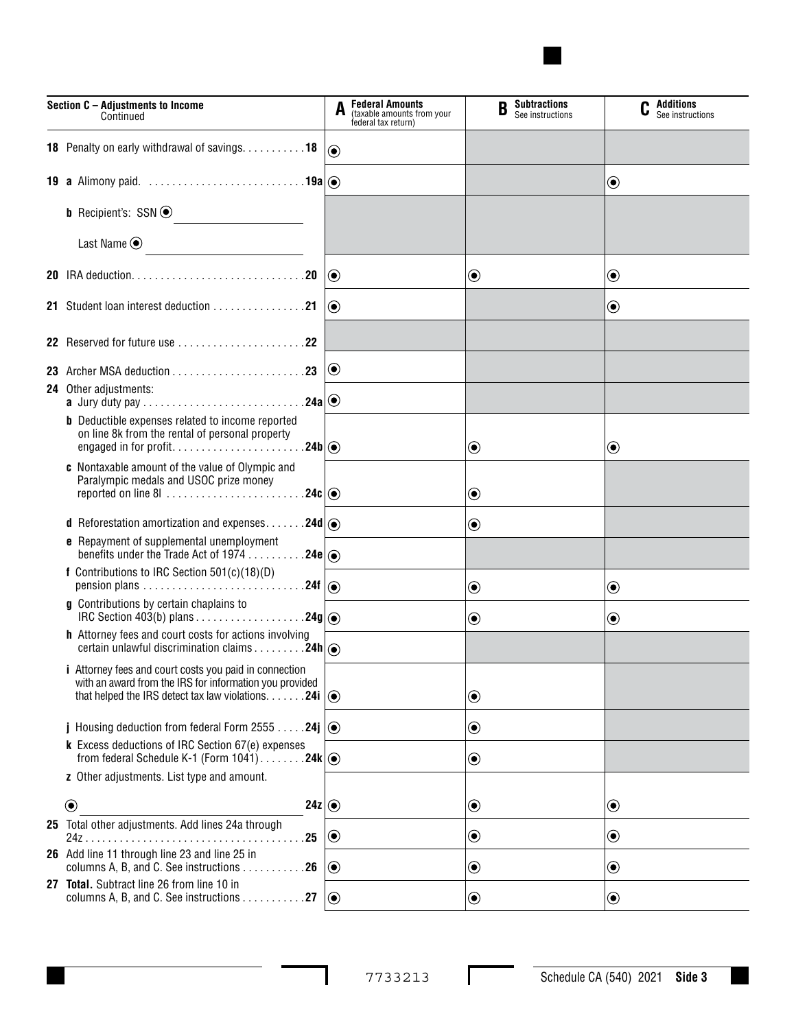| Section C – Adjustments to Income Continued | A Federal Amounts (taxable amounts from your federal tax return) | B Subtractions See instructions | C Additions See instructions |
|---|---|---|---|
| 18 Penalty on early withdrawal of savings. . . . . . . . . . 18 | ⦿ | | |
| 19 a Alimony paid. . . . . . . . . . . . . . . . . . . . . . . . . . . 19a | ⦿ | | ⦿ |
| b Recipient's: SSN ⦿ ______ Last Name ⦿ ______ | | | |
| 20 IRA deduction. . . . . . . . . . . . . . . . . . . . . . . . . . . . . 20 | ⦿ | ⦿ | ⦿ |
| 21 Student loan interest deduction . . . . . . . . . . . . . . . . 21 | ⦿ | | ⦿ |
| 22 Reserved for future use . . . . . . . . . . . . . . . . . . . . . . 22 | | | |
| 23 Archer MSA deduction . . . . . . . . . . . . . . . . . . . . . . . 23 | ⦿ | | |
| 24 Other adjustments: a Jury duty pay . . . . . . . . . . . . . . . . . . . . . . . . . . . 24a | ⦿ | | |
| b Deductible expenses related to income reported on line 8k from the rental of personal property engaged in for profit. . . . . . . . . . . . . . . . . . . . . . 24b | ⦿ | ⦿ | ⦿ |
| c Nontaxable amount of the value of Olympic and Paralympic medals and USOC prize money reported on line 8l . . . . . . . . . . . . . . . . . . . . . . . 24c | ⦿ | ⦿ | |
| d Reforestation amortization and expenses. . . . . . . 24d | ⦿ | ⦿ | |
| e Repayment of supplemental unemployment benefits under the Trade Act of 1974 . . . . . . . . . . 24e | ⦿ | | |
| f Contributions to IRC Section 501(c)(18)(D) pension plans . . . . . . . . . . . . . . . . . . . . . . . . . . . 24f | ⦿ | ⦿ | ⦿ |
| g Contributions by certain chaplains to IRC Section 403(b) plans . . . . . . . . . . . . . . . . . . 24g | ⦿ | ⦿ | ⦿ |
| h Attorney fees and court costs for actions involving certain unlawful discrimination claims . . . . . . . . . 24h | ⦿ | | |
| i Attorney fees and court costs you paid in connection with an award from the IRS for information you provided that helped the IRS detect tax law violations. . . . . . . 24i | ⦿ | ⦿ | |
| j Housing deduction from federal Form 2555 . . . . . 24j | ⦿ | ⦿ | |
| k Excess deductions of IRC Section 67(e) expenses from federal Schedule K-1 (Form 1041). . . . . . . . 24k | ⦿ | ⦿ | |
| z Other adjustments. List type and amount. ⦿ ______ 24z | ⦿ | ⦿ | ⦿ |
| 25 Total other adjustments. Add lines 24a through 24z . . . . . . . . . . . . . . . . . . . . . . . . . . . . . . . . . . . . . 25 | ⦿ | ⦿ | ⦿ |
| 26 Add line 11 through line 23 and line 25 in columns A, B, and C. See instructions . . . . . . . . . . . 26 | ⦿ | ⦿ | ⦿ |
| 27 **Total.** Subtract line 26 from line 10 in columns A, B, and C. See instructions . . . . . . . . . . . 27 | ⦿ | ⦿ | ⦿ |

7733213

Schedule CA (540) 2021 **Side 3**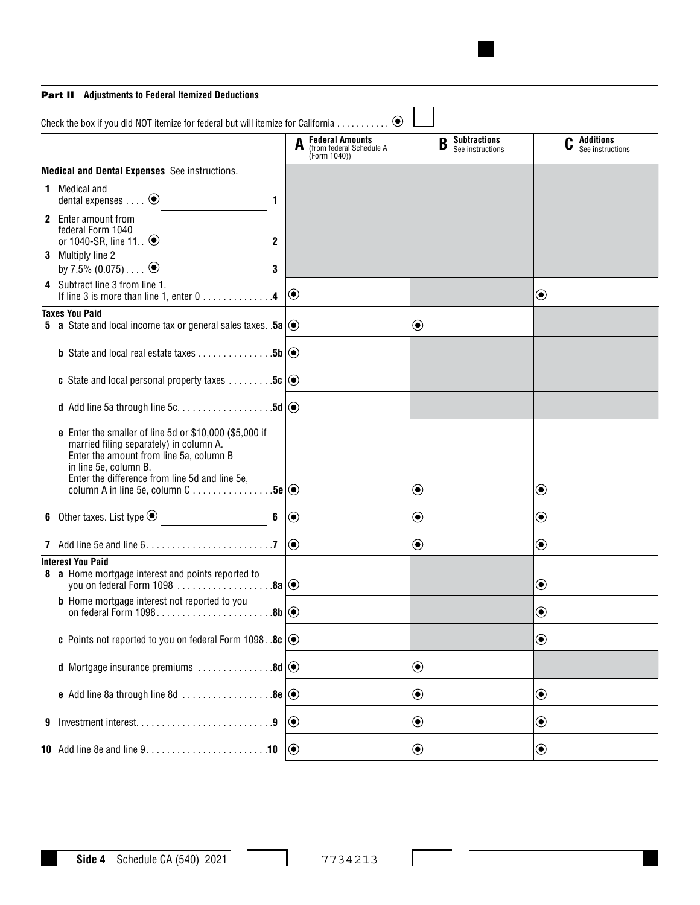**Part II Adjustments to Federal Itemized Deductions**

Check the box if you did NOT itemize for federal but will itemize for California . . . . . . . . . . . ☐

| | **A** Federal Amounts (from federal Schedule A (Form 1040)) | **B** Subtractions See instructions | **C** Additions See instructions |
|---|---|---|---|
| **Medical and Dental Expenses** See instructions. | | | |
| **1** Medical and dental expenses . . . . ________ **1** | | | |
| **2** Enter amount from federal Form 1040 or 1040-SR, line 11. . ________ **2** | | | |
| **3** Multiply line 2 by 7.5% (0.075) . . . . ________ **3** | | | |
| **4** Subtract line 3 from line 1. If line 3 is more than line 1, enter 0 . . . . . . . . . . . . . **4** | | | |
| **Taxes You Paid** | | | |
| **5 a** State and local income tax or general sales taxes. . **5a** | | | |
| **b** State and local real estate taxes . . . . . . . . . . . . . . **5b** | | | |
| **c** State and local personal property taxes . . . . . . . . . **5c** | | | |
| **d** Add line 5a through line 5c. . . . . . . . . . . . . . . . . . **5d** | | | |
| **e** Enter the smaller of line 5d or $10,000 ($5,000 if married filing separately) in column A. Enter the amount from line 5a, column B in line 5e, column B. Enter the difference from line 5d and line 5e, column A in line 5e, column C . . . . . . . . . . . . . . . **5e** | | | |
| **6** Other taxes. List type ________ **6** | | | |
| **7** Add line 5e and line 6. . . . . . . . . . . . . . . . . . . . . . . . **7** | | | |
| **Interest You Paid** | | | |
| **8 a** Home mortgage interest and points reported to you on federal Form 1098 . . . . . . . . . . . . . . . . . . **8a** | | | |
| **b** Home mortgage interest not reported to you on federal Form 1098. . . . . . . . . . . . . . . . . . . . . . **8b** | | | |
| **c** Points not reported to you on federal Form 1098. . **8c** | | | |
| **d** Mortgage insurance premiums . . . . . . . . . . . . . . **8d** | | | |
| **e** Add line 8a through line 8d . . . . . . . . . . . . . . . . . **8e** | | | |
| **9** Investment interest. . . . . . . . . . . . . . . . . . . . . . . . . . **9** | | | |
| **10** Add line 8e and line 9. . . . . . . . . . . . . . . . . . . . . . . **10** | | | |

**Side 4** Schedule CA (540) 2021 7734213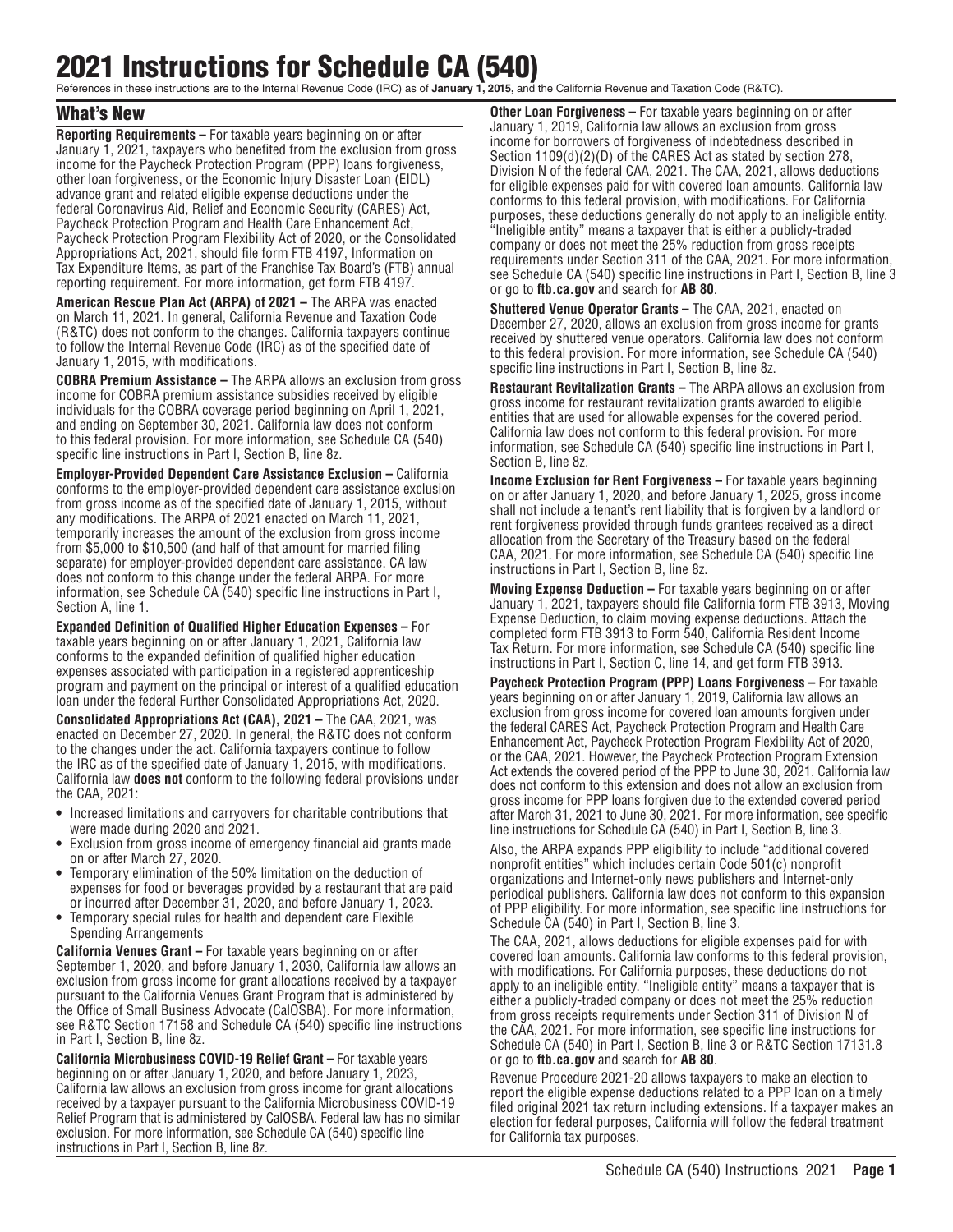# 2021 Instructions for Schedule CA (540)

References in these instructions are to the Internal Revenue Code (IRC) as of **January 1, 2015,** and the California Revenue and Taxation Code (R&TC).

## What's New

**Reporting Requirements –** For taxable years beginning on or after January 1, 2021, taxpayers who benefited from the exclusion from gross income for the Paycheck Protection Program (PPP) loans forgiveness, other loan forgiveness, or the Economic Injury Disaster Loan (EIDL) advance grant and related eligible expense deductions under the federal Coronavirus Aid, Relief and Economic Security (CARES) Act, Paycheck Protection Program and Health Care Enhancement Act, Paycheck Protection Program Flexibility Act of 2020, or the Consolidated Appropriations Act, 2021, should file form FTB 4197, Information on Tax Expenditure Items, as part of the Franchise Tax Board's (FTB) annual reporting requirement. For more information, get form FTB 4197.

**American Rescue Plan Act (ARPA) of 2021 –** The ARPA was enacted on March 11, 2021. In general, California Revenue and Taxation Code (R&TC) does not conform to the changes. California taxpayers continue to follow the Internal Revenue Code (IRC) as of the specified date of January 1, 2015, with modifications.

**COBRA Premium Assistance –** The ARPA allows an exclusion from gross income for COBRA premium assistance subsidies received by eligible individuals for the COBRA coverage period beginning on April 1, 2021, and ending on September 30, 2021. California law does not conform to this federal provision. For more information, see Schedule CA (540) specific line instructions in Part I, Section B, line 8z.

**Employer-Provided Dependent Care Assistance Exclusion –** California conforms to the employer-provided dependent care assistance exclusion from gross income as of the specified date of January 1, 2015, without any modifications. The ARPA of 2021 enacted on March 11, 2021, temporarily increases the amount of the exclusion from gross income from $5,000 to $10,500 (and half of that amount for married filing separate) for employer-provided dependent care assistance. CA law does not conform to this change under the federal ARPA. For more information, see Schedule CA (540) specific line instructions in Part I, Section A, line 1.

**Expanded Definition of Qualified Higher Education Expenses –** For taxable years beginning on or after January 1, 2021, California law conforms to the expanded definition of qualified higher education expenses associated with participation in a registered apprenticeship program and payment on the principal or interest of a qualified education loan under the federal Further Consolidated Appropriations Act, 2020.

**Consolidated Appropriations Act (CAA), 2021 –** The CAA, 2021, was enacted on December 27, 2020. In general, the R&TC does not conform to the changes under the act. California taxpayers continue to follow the IRC as of the specified date of January 1, 2015, with modifications. California law **does not** conform to the following federal provisions under the CAA, 2021:

- Increased limitations and carryovers for charitable contributions that were made during 2020 and 2021.
- Exclusion from gross income of emergency financial aid grants made on or after March 27, 2020.
- Temporary elimination of the 50% limitation on the deduction of expenses for food or beverages provided by a restaurant that are paid or incurred after December 31, 2020, and before January 1, 2023.
- Temporary special rules for health and dependent care Flexible Spending Arrangements

**California Venues Grant –** For taxable years beginning on or after September 1, 2020, and before January 1, 2030, California law allows an exclusion from gross income for grant allocations received by a taxpayer pursuant to the California Venues Grant Program that is administered by the Office of Small Business Advocate (CalOSBA). For more information, see R&TC Section 17158 and Schedule CA (540) specific line instructions in Part I, Section B, line 8z.

**California Microbusiness COVID-19 Relief Grant –** For taxable years beginning on or after January 1, 2020, and before January 1, 2023, California law allows an exclusion from gross income for grant allocations received by a taxpayer pursuant to the California Microbusiness COVID-19 Relief Program that is administered by CalOSBA. Federal law has no similar exclusion. For more information, see Schedule CA (540) specific line instructions in Part I, Section B, line 8z.

**Other Loan Forgiveness –** For taxable years beginning on or after January 1, 2019, California law allows an exclusion from gross income for borrowers of forgiveness of indebtedness described in Section 1109(d)(2)(D) of the CARES Act as stated by section 278, Division N of the federal CAA, 2021. The CAA, 2021, allows deductions for eligible expenses paid for with covered loan amounts. California law conforms to this federal provision, with modifications. For California purposes, these deductions generally do not apply to an ineligible entity. "Ineligible entity" means a taxpayer that is either a publicly-traded company or does not meet the 25% reduction from gross receipts requirements under Section 311 of the CAA, 2021. For more information, see Schedule CA (540) specific line instructions in Part I, Section B, line 3 or go to **ftb.ca.gov** and search for **AB 80**.

**Shuttered Venue Operator Grants –** The CAA, 2021, enacted on December 27, 2020, allows an exclusion from gross income for grants received by shuttered venue operators. California law does not conform to this federal provision. For more information, see Schedule CA (540) specific line instructions in Part I, Section B, line 8z.

**Restaurant Revitalization Grants –** The ARPA allows an exclusion from gross income for restaurant revitalization grants awarded to eligible entities that are used for allowable expenses for the covered period. California law does not conform to this federal provision. For more information, see Schedule CA (540) specific line instructions in Part I, Section B, line 8z.

**Income Exclusion for Rent Forgiveness –** For taxable years beginning on or after January 1, 2020, and before January 1, 2025, gross income shall not include a tenant's rent liability that is forgiven by a landlord or rent forgiveness provided through funds grantees received as a direct allocation from the Secretary of the Treasury based on the federal CAA, 2021. For more information, see Schedule CA (540) specific line instructions in Part I, Section B, line 8z.

**Moving Expense Deduction –** For taxable years beginning on or after January 1, 2021, taxpayers should file California form FTB 3913, Moving Expense Deduction, to claim moving expense deductions. Attach the completed form FTB 3913 to Form 540, California Resident Income Tax Return. For more information, see Schedule CA (540) specific line instructions in Part I, Section C, line 14, and get form FTB 3913.

**Paycheck Protection Program (PPP) Loans Forgiveness –** For taxable years beginning on or after January 1, 2019, California law allows an exclusion from gross income for covered loan amounts forgiven under the federal CARES Act, Paycheck Protection Program and Health Care Enhancement Act, Paycheck Protection Program Flexibility Act of 2020, or the CAA, 2021. However, the Paycheck Protection Program Extension Act extends the covered period of the PPP to June 30, 2021. California law does not conform to this extension and does not allow an exclusion from gross income for PPP loans forgiven due to the extended covered period after March 31, 2021 to June 30, 2021. For more information, see specific line instructions for Schedule CA (540) in Part I, Section B, line 3.

Also, the ARPA expands PPP eligibility to include "additional covered nonprofit entities" which includes certain Code 501(c) nonprofit organizations and Internet-only news publishers and Internet-only periodical publishers. California law does not conform to this expansion of PPP eligibility. For more information, see specific line instructions for Schedule CA (540) in Part I, Section B, line 3.

The CAA, 2021, allows deductions for eligible expenses paid for with covered loan amounts. California law conforms to this federal provision, with modifications. For California purposes, these deductions do not apply to an ineligible entity. "Ineligible entity" means a taxpayer that is either a publicly-traded company or does not meet the 25% reduction from gross receipts requirements under Section 311 of Division N of the CAA, 2021. For more information, see specific line instructions for Schedule CA (540) in Part I, Section B, line 3 or R&TC Section 17131.8 or go to **ftb.ca.gov** and search for **AB 80**.

Revenue Procedure 2021-20 allows taxpayers to make an election to report the eligible expense deductions related to a PPP loan on a timely filed original 2021 tax return including extensions. If a taxpayer makes an election for federal purposes, California will follow the federal treatment for California tax purposes.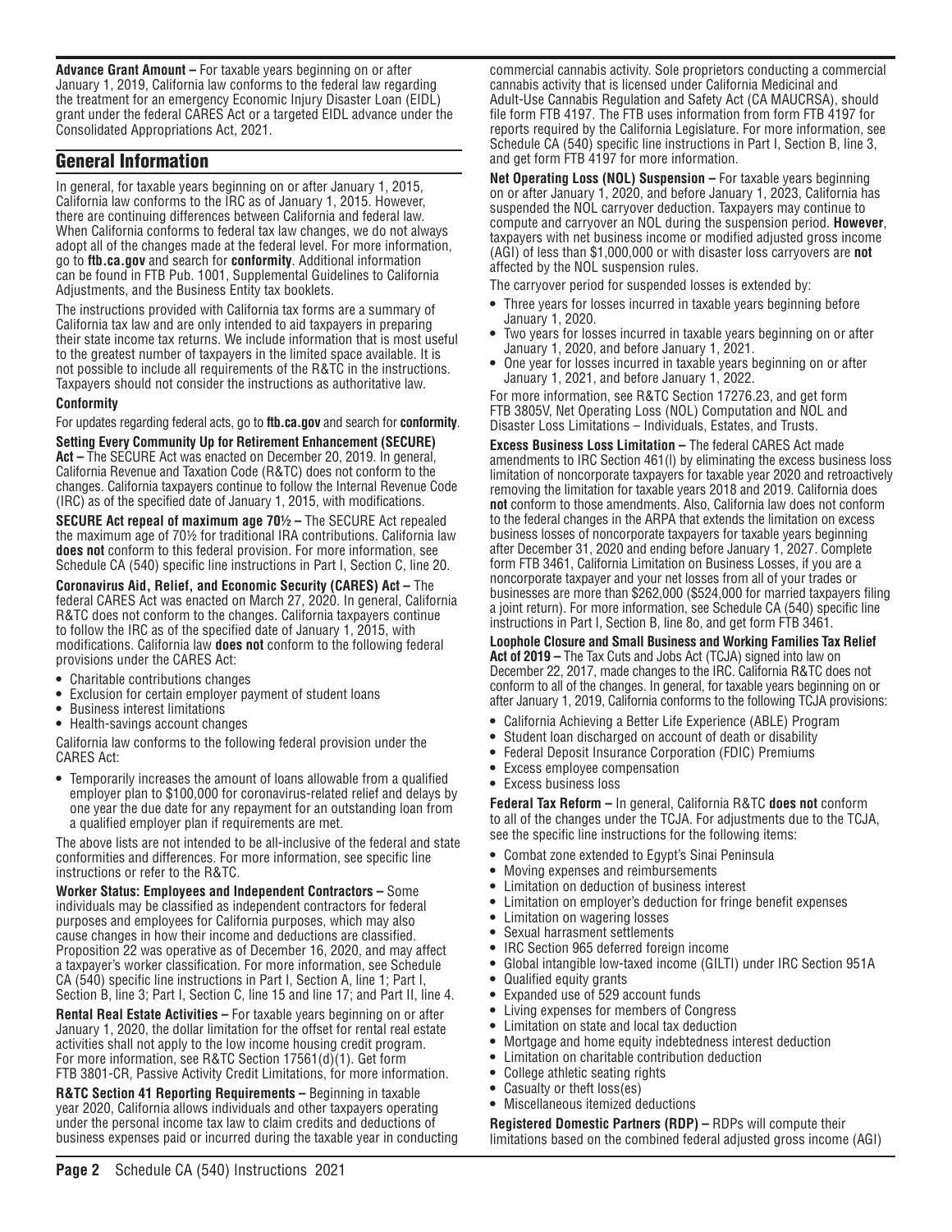**Advance Grant Amount –** For taxable years beginning on or after January 1, 2019, California law conforms to the federal law regarding the treatment for an emergency Economic Injury Disaster Loan (EIDL) grant under the federal CARES Act or a targeted EIDL advance under the Consolidated Appropriations Act, 2021.

## General Information

In general, for taxable years beginning on or after January 1, 2015, California law conforms to the IRC as of January 1, 2015. However, there are continuing differences between California and federal law. When California conforms to federal tax law changes, we do not always adopt all of the changes made at the federal level. For more information, go to **ftb.ca.gov** and search for **conformity**. Additional information can be found in FTB Pub. 1001, Supplemental Guidelines to California Adjustments, and the Business Entity tax booklets.

The instructions provided with California tax forms are a summary of California tax law and are only intended to aid taxpayers in preparing their state income tax returns. We include information that is most useful to the greatest number of taxpayers in the limited space available. It is not possible to include all requirements of the R&TC in the instructions. Taxpayers should not consider the instructions as authoritative law.

### Conformity

For updates regarding federal acts, go to **ftb.ca.gov** and search for **conformity**.

**Setting Every Community Up for Retirement Enhancement (SECURE) Act –** The SECURE Act was enacted on December 20, 2019. In general, California Revenue and Taxation Code (R&TC) does not conform to the changes. California taxpayers continue to follow the Internal Revenue Code (IRC) as of the specified date of January 1, 2015, with modifications.

**SECURE Act repeal of maximum age 70½ –** The SECURE Act repealed the maximum age of 70½ for traditional IRA contributions. California law **does not** conform to this federal provision. For more information, see Schedule CA (540) specific line instructions in Part I, Section C, line 20.

**Coronavirus Aid, Relief, and Economic Security (CARES) Act –** The federal CARES Act was enacted on March 27, 2020. In general, California R&TC does not conform to the changes. California taxpayers continue to follow the IRC as of the specified date of January 1, 2015, with modifications. California law **does not** conform to the following federal provisions under the CARES Act:

- Charitable contributions changes
- Exclusion for certain employer payment of student loans
- Business interest limitations
- Health-savings account changes

California law conforms to the following federal provision under the CARES Act:

- Temporarily increases the amount of loans allowable from a qualified employer plan to $100,000 for coronavirus-related relief and delays by one year the due date for any repayment for an outstanding loan from a qualified employer plan if requirements are met.

The above lists are not intended to be all-inclusive of the federal and state conformities and differences. For more information, see specific line instructions or refer to the R&TC.

**Worker Status: Employees and Independent Contractors –** Some individuals may be classified as independent contractors for federal purposes and employees for California purposes, which may also cause changes in how their income and deductions are classified. Proposition 22 was operative as of December 16, 2020, and may affect a taxpayer's worker classification. For more information, see Schedule CA (540) specific line instructions in Part I, Section A, line 1; Part I, Section B, line 3; Part I, Section C, line 15 and line 17; and Part II, line 4.

**Rental Real Estate Activities –** For taxable years beginning on or after January 1, 2020, the dollar limitation for the offset for rental real estate activities shall not apply to the low income housing credit program. For more information, see R&TC Section 17561(d)(1). Get form FTB 3801-CR, Passive Activity Credit Limitations, for more information.

**R&TC Section 41 Reporting Requirements –** Beginning in taxable year 2020, California allows individuals and other taxpayers operating under the personal income tax law to claim credits and deductions of business expenses paid or incurred during the taxable year in conducting commercial cannabis activity. Sole proprietors conducting a commercial cannabis activity that is licensed under California Medicinal and Adult-Use Cannabis Regulation and Safety Act (CA MAUCRSA), should file form FTB 4197. The FTB uses information from form FTB 4197 for reports required by the California Legislature. For more information, see Schedule CA (540) specific line instructions in Part I, Section B, line 3, and get form FTB 4197 for more information.

**Net Operating Loss (NOL) Suspension –** For taxable years beginning on or after January 1, 2020, and before January 1, 2023, California has suspended the NOL carryover deduction. Taxpayers may continue to compute and carryover an NOL during the suspension period. **However**, taxpayers with net business income or modified adjusted gross income (AGI) of less than $1,000,000 or with disaster loss carryovers are **not** affected by the NOL suspension rules.

The carryover period for suspended losses is extended by:

- Three years for losses incurred in taxable years beginning before January 1, 2020.
- Two years for losses incurred in taxable years beginning on or after January 1, 2020, and before January 1, 2021.
- One year for losses incurred in taxable years beginning on or after January 1, 2021, and before January 1, 2022.

For more information, see R&TC Section 17276.23, and get form FTB 3805V, Net Operating Loss (NOL) Computation and NOL and Disaster Loss Limitations – Individuals, Estates, and Trusts.

**Excess Business Loss Limitation –** The federal CARES Act made amendments to IRC Section 461(l) by eliminating the excess business loss limitation of noncorporate taxpayers for taxable year 2020 and retroactively removing the limitation for taxable years 2018 and 2019. California does **not** conform to those amendments. Also, California law does not conform to the federal changes in the ARPA that extends the limitation on excess business losses of noncorporate taxpayers for taxable years beginning after December 31, 2020 and ending before January 1, 2027. Complete form FTB 3461, California Limitation on Business Losses, if you are a noncorporate taxpayer and your net losses from all of your trades or businesses are more than $262,000 ($524,000 for married taxpayers filing a joint return). For more information, see Schedule CA (540) specific line instructions in Part I, Section B, line 8o, and get form FTB 3461.

**Loophole Closure and Small Business and Working Families Tax Relief Act of 2019 –** The Tax Cuts and Jobs Act (TCJA) signed into law on December 22, 2017, made changes to the IRC. California R&TC does not conform to all of the changes. In general, for taxable years beginning on or after January 1, 2019, California conforms to the following TCJA provisions:

- California Achieving a Better Life Experience (ABLE) Program
- Student loan discharged on account of death or disability
- Federal Deposit Insurance Corporation (FDIC) Premiums
- Excess employee compensation
- Excess business loss

**Federal Tax Reform –** In general, California R&TC **does not** conform to all of the changes under the TCJA. For adjustments due to the TCJA, see the specific line instructions for the following items:

- Combat zone extended to Egypt's Sinai Peninsula
- Moving expenses and reimbursements
- Limitation on deduction of business interest
- Limitation on employer's deduction for fringe benefit expenses
- Limitation on wagering losses
- Sexual harrasment settlements
- IRC Section 965 deferred foreign income
- Global intangible low-taxed income (GILTI) under IRC Section 951A
- Qualified equity grants
- Expanded use of 529 account funds
- Living expenses for members of Congress
- Limitation on state and local tax deduction
- Mortgage and home equity indebtedness interest deduction
- Limitation on charitable contribution deduction
- College athletic seating rights
- Casualty or theft loss(es)
- Miscellaneous itemized deductions

**Registered Domestic Partners (RDP) –** RDPs will compute their limitations based on the combined federal adjusted gross income (AGI)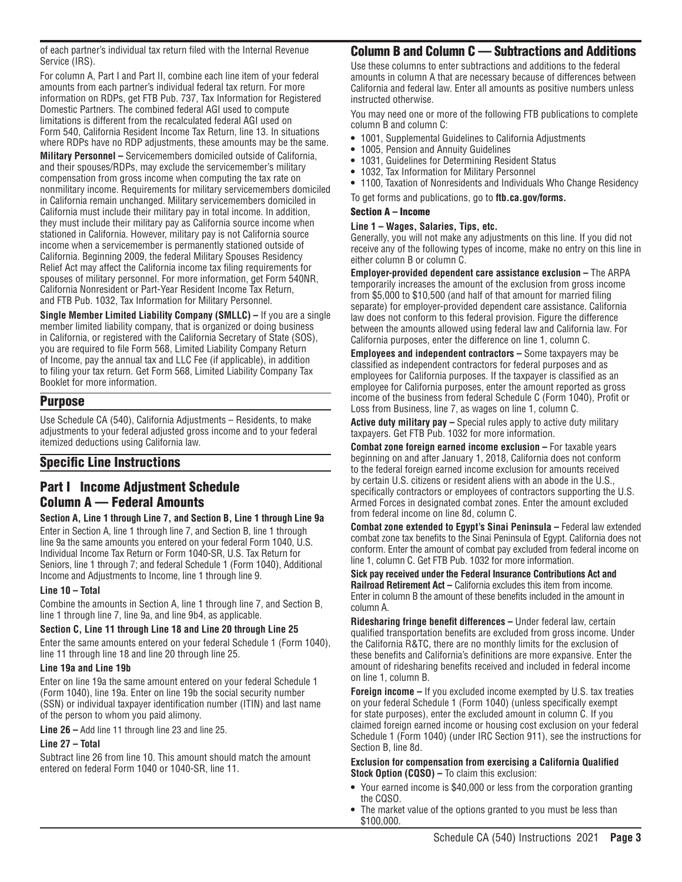of each partner's individual tax return filed with the Internal Revenue Service (IRS).

For column A, Part I and Part II, combine each line item of your federal amounts from each partner's individual federal tax return. For more information on RDPs, get FTB Pub. 737, Tax Information for Registered Domestic Partners. The combined federal AGI used to compute limitations is different from the recalculated federal AGI used on Form 540, California Resident Income Tax Return, line 13. In situations where RDPs have no RDP adjustments, these amounts may be the same.

**Military Personnel –** Servicemembers domiciled outside of California, and their spouses/RDPs, may exclude the servicemember's military compensation from gross income when computing the tax rate on nonmilitary income. Requirements for military servicemembers domiciled in California remain unchanged. Military servicemembers domiciled in California must include their military pay in total income. In addition, they must include their military pay as California source income when stationed in California. However, military pay is not California source income when a servicemember is permanently stationed outside of California. Beginning 2009, the federal Military Spouses Residency Relief Act may affect the California income tax filing requirements for spouses of military personnel. For more information, get Form 540NR, California Nonresident or Part-Year Resident Income Tax Return, and FTB Pub. 1032, Tax Information for Military Personnel.

**Single Member Limited Liability Company (SMLLC) –** If you are a single member limited liability company, that is organized or doing business in California, or registered with the California Secretary of State (SOS), you are required to file Form 568, Limited Liability Company Return of Income, pay the annual tax and LLC Fee (if applicable), in addition to filing your tax return. Get Form 568, Limited Liability Company Tax Booklet for more information.

## Purpose

Use Schedule CA (540), California Adjustments – Residents, to make adjustments to your federal adjusted gross income and to your federal itemized deductions using California law.

## Specific Line Instructions

## Part I Income Adjustment Schedule Column A — Federal Amounts

**Section A, Line 1 through Line 7, and Section B, Line 1 through Line 9a**

Enter in Section A, line 1 through line 7, and Section B, line 1 through line 9a the same amounts you entered on your federal Form 1040, U.S. Individual Income Tax Return or Form 1040-SR, U.S. Tax Return for Seniors, line 1 through 7; and federal Schedule 1 (Form 1040), Additional Income and Adjustments to Income, line 1 through line 9.

**Line 10 – Total**

Combine the amounts in Section A, line 1 through line 7, and Section B, line 1 through line 7, line 9a, and line 9b4, as applicable.

**Section C, Line 11 through Line 18 and Line 20 through Line 25**

Enter the same amounts entered on your federal Schedule 1 (Form 1040), line 11 through line 18 and line 20 through line 25.

**Line 19a and Line 19b**

Enter on line 19a the same amount entered on your federal Schedule 1 (Form 1040), line 19a. Enter on line 19b the social security number (SSN) or individual taxpayer identification number (ITIN) and last name of the person to whom you paid alimony.

**Line 26 –** Add line 11 through line 23 and line 25.

**Line 27 – Total**

Subtract line 26 from line 10. This amount should match the amount entered on federal Form 1040 or 1040-SR, line 11.

## Column B and Column C — Subtractions and Additions

Use these columns to enter subtractions and additions to the federal amounts in column A that are necessary because of differences between California and federal law. Enter all amounts as positive numbers unless instructed otherwise.

You may need one or more of the following FTB publications to complete column B and column C:

- 1001, Supplemental Guidelines to California Adjustments
- 1005, Pension and Annuity Guidelines
- 1031, Guidelines for Determining Resident Status
- 1032, Tax Information for Military Personnel
- 1100, Taxation of Nonresidents and Individuals Who Change Residency

To get forms and publications, go to **ftb.ca.gov/forms.**

### Section A – Income

**Line 1 – Wages, Salaries, Tips, etc.**

Generally, you will not make any adjustments on this line. If you did not receive any of the following types of income, make no entry on this line in either column B or column C.

**Employer-provided dependent care assistance exclusion –** The ARPA temporarily increases the amount of the exclusion from gross income from $5,000 to $10,500 (and half of that amount for married filing separate) for employer-provided dependent care assistance. California law does not conform to this federal provision. Figure the difference between the amounts allowed using federal law and California law. For California purposes, enter the difference on line 1, column C.

**Employees and independent contractors –** Some taxpayers may be classified as independent contractors for federal purposes and as employees for California purposes. If the taxpayer is classified as an employee for California purposes, enter the amount reported as gross income of the business from federal Schedule C (Form 1040), Profit or Loss from Business, line 7, as wages on line 1, column C.

**Active duty military pay –** Special rules apply to active duty military taxpayers. Get FTB Pub. 1032 for more information.

**Combat zone foreign earned income exclusion –** For taxable years beginning on and after January 1, 2018, California does not conform to the federal foreign earned income exclusion for amounts received by certain U.S. citizens or resident aliens with an abode in the U.S., specifically contractors or employees of contractors supporting the U.S. Armed Forces in designated combat zones. Enter the amount excluded from federal income on line 8d, column C.

**Combat zone extended to Egypt's Sinai Peninsula –** Federal law extended combat zone tax benefits to the Sinai Peninsula of Egypt. California does not conform. Enter the amount of combat pay excluded from federal income on line 1, column C. Get FTB Pub. 1032 for more information.

**Sick pay received under the Federal Insurance Contributions Act and Railroad Retirement Act –** California excludes this item from income. Enter in column B the amount of these benefits included in the amount in column A.

**Ridesharing fringe benefit differences –** Under federal law, certain qualified transportation benefits are excluded from gross income. Under the California R&TC, there are no monthly limits for the exclusion of these benefits and California's definitions are more expansive. Enter the amount of ridesharing benefits received and included in federal income on line 1, column B.

**Foreign income –** If you excluded income exempted by U.S. tax treaties on your federal Schedule 1 (Form 1040) (unless specifically exempt for state purposes), enter the excluded amount in column C. If you claimed foreign earned income or housing cost exclusion on your federal Schedule 1 (Form 1040) (under IRC Section 911), see the instructions for Section B, line 8d.

**Exclusion for compensation from exercising a California Qualified Stock Option (CQSO) –** To claim this exclusion:

- Your earned income is $40,000 or less from the corporation granting the CQSO.
- The market value of the options granted to you must be less than $100,000.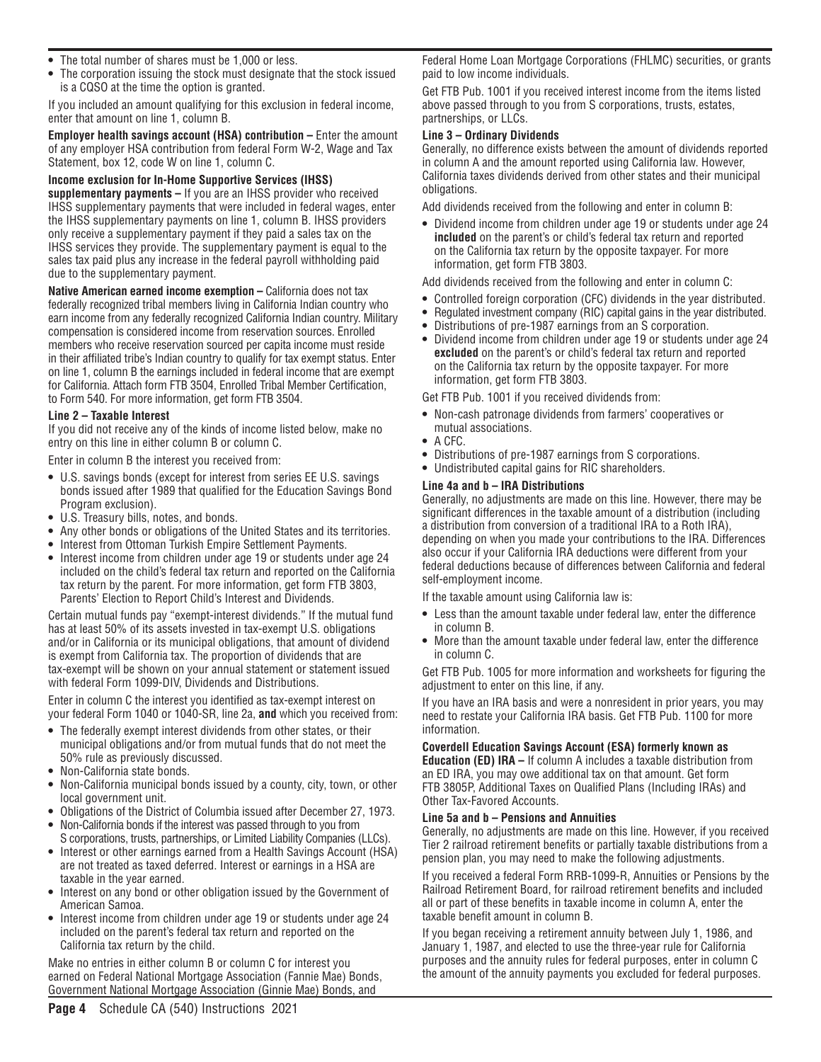- The total number of shares must be 1,000 or less.
- The corporation issuing the stock must designate that the stock issued is a CQSO at the time the option is granted.

If you included an amount qualifying for this exclusion in federal income, enter that amount on line 1, column B.

**Employer health savings account (HSA) contribution –** Enter the amount of any employer HSA contribution from federal Form W-2, Wage and Tax Statement, box 12, code W on line 1, column C.

**Income exclusion for In-Home Supportive Services (IHSS) supplementary payments –** If you are an IHSS provider who received IHSS supplementary payments that were included in federal wages, enter the IHSS supplementary payments on line 1, column B. IHSS providers only receive a supplementary payment if they paid a sales tax on the IHSS services they provide. The supplementary payment is equal to the sales tax paid plus any increase in the federal payroll withholding paid due to the supplementary payment.

**Native American earned income exemption –** California does not tax federally recognized tribal members living in California Indian country who earn income from any federally recognized California Indian country. Military compensation is considered income from reservation sources. Enrolled members who receive reservation sourced per capita income must reside in their affiliated tribe's Indian country to qualify for tax exempt status. Enter on line 1, column B the earnings included in federal income that are exempt for California. Attach form FTB 3504, Enrolled Tribal Member Certification, to Form 540. For more information, get form FTB 3504.

**Line 2 – Taxable Interest**

If you did not receive any of the kinds of income listed below, make no entry on this line in either column B or column C.

Enter in column B the interest you received from:

- U.S. savings bonds (except for interest from series EE U.S. savings bonds issued after 1989 that qualified for the Education Savings Bond Program exclusion).
- U.S. Treasury bills, notes, and bonds.
- Any other bonds or obligations of the United States and its territories.
- Interest from Ottoman Turkish Empire Settlement Payments.
- Interest income from children under age 19 or students under age 24 included on the child's federal tax return and reported on the California tax return by the parent. For more information, get form FTB 3803, Parents' Election to Report Child's Interest and Dividends.

Certain mutual funds pay "exempt-interest dividends." If the mutual fund has at least 50% of its assets invested in tax-exempt U.S. obligations and/or in California or its municipal obligations, that amount of dividend is exempt from California tax. The proportion of dividends that are tax-exempt will be shown on your annual statement or statement issued with federal Form 1099-DIV, Dividends and Distributions.

Enter in column C the interest you identified as tax-exempt interest on your federal Form 1040 or 1040-SR, line 2a, **and** which you received from:

- The federally exempt interest dividends from other states, or their municipal obligations and/or from mutual funds that do not meet the 50% rule as previously discussed.
- Non-California state bonds.
- Non-California municipal bonds issued by a county, city, town, or other local government unit.
- Obligations of the District of Columbia issued after December 27, 1973.
- Non-California bonds if the interest was passed through to you from S corporations, trusts, partnerships, or Limited Liability Companies (LLCs).
- Interest or other earnings earned from a Health Savings Account (HSA) are not treated as taxed deferred. Interest or earnings in a HSA are taxable in the year earned.
- Interest on any bond or other obligation issued by the Government of American Samoa.
- Interest income from children under age 19 or students under age 24 included on the parent's federal tax return and reported on the California tax return by the child.

Make no entries in either column B or column C for interest you earned on Federal National Mortgage Association (Fannie Mae) Bonds, Government National Mortgage Association (Ginnie Mae) Bonds, and Federal Home Loan Mortgage Corporations (FHLMC) securities, or grants paid to low income individuals.

Get FTB Pub. 1001 if you received interest income from the items listed above passed through to you from S corporations, trusts, estates, partnerships, or LLCs.

**Line 3 – Ordinary Dividends**

Generally, no difference exists between the amount of dividends reported in column A and the amount reported using California law. However, California taxes dividends derived from other states and their municipal obligations.

Add dividends received from the following and enter in column B:

- Dividend income from children under age 19 or students under age 24 **included** on the parent's or child's federal tax return and reported on the California tax return by the opposite taxpayer. For more information, get form FTB 3803.

Add dividends received from the following and enter in column C:

- Controlled foreign corporation (CFC) dividends in the year distributed.
- Regulated investment company (RIC) capital gains in the year distributed.
- Distributions of pre-1987 earnings from an S corporation.
- Dividend income from children under age 19 or students under age 24 **excluded** on the parent's or child's federal tax return and reported on the California tax return by the opposite taxpayer. For more information, get form FTB 3803.

Get FTB Pub. 1001 if you received dividends from:

- Non-cash patronage dividends from farmers' cooperatives or mutual associations.
- A CFC.
- Distributions of pre-1987 earnings from S corporations.
- Undistributed capital gains for RIC shareholders.

**Line 4a and b – IRA Distributions**

Generally, no adjustments are made on this line. However, there may be significant differences in the taxable amount of a distribution (including a distribution from conversion of a traditional IRA to a Roth IRA), depending on when you made your contributions to the IRA. Differences also occur if your California IRA deductions were different from your federal deductions because of differences between California and federal self-employment income.

If the taxable amount using California law is:

- Less than the amount taxable under federal law, enter the difference in column B.
- More than the amount taxable under federal law, enter the difference in column C.

Get FTB Pub. 1005 for more information and worksheets for figuring the adjustment to enter on this line, if any.

If you have an IRA basis and were a nonresident in prior years, you may need to restate your California IRA basis. Get FTB Pub. 1100 for more information.

**Coverdell Education Savings Account (ESA) formerly known as Education (ED) IRA –** If column A includes a taxable distribution from an ED IRA, you may owe additional tax on that amount. Get form FTB 3805P, Additional Taxes on Qualified Plans (Including IRAs) and Other Tax-Favored Accounts.

**Line 5a and b – Pensions and Annuities**

Generally, no adjustments are made on this line. However, if you received Tier 2 railroad retirement benefits or partially taxable distributions from a pension plan, you may need to make the following adjustments.

If you received a federal Form RRB-1099-R, Annuities or Pensions by the Railroad Retirement Board, for railroad retirement benefits and included all or part of these benefits in taxable income in column A, enter the taxable benefit amount in column B.

If you began receiving a retirement annuity between July 1, 1986, and January 1, 1987, and elected to use the three-year rule for California purposes and the annuity rules for federal purposes, enter in column C the amount of the annuity payments you excluded for federal purposes.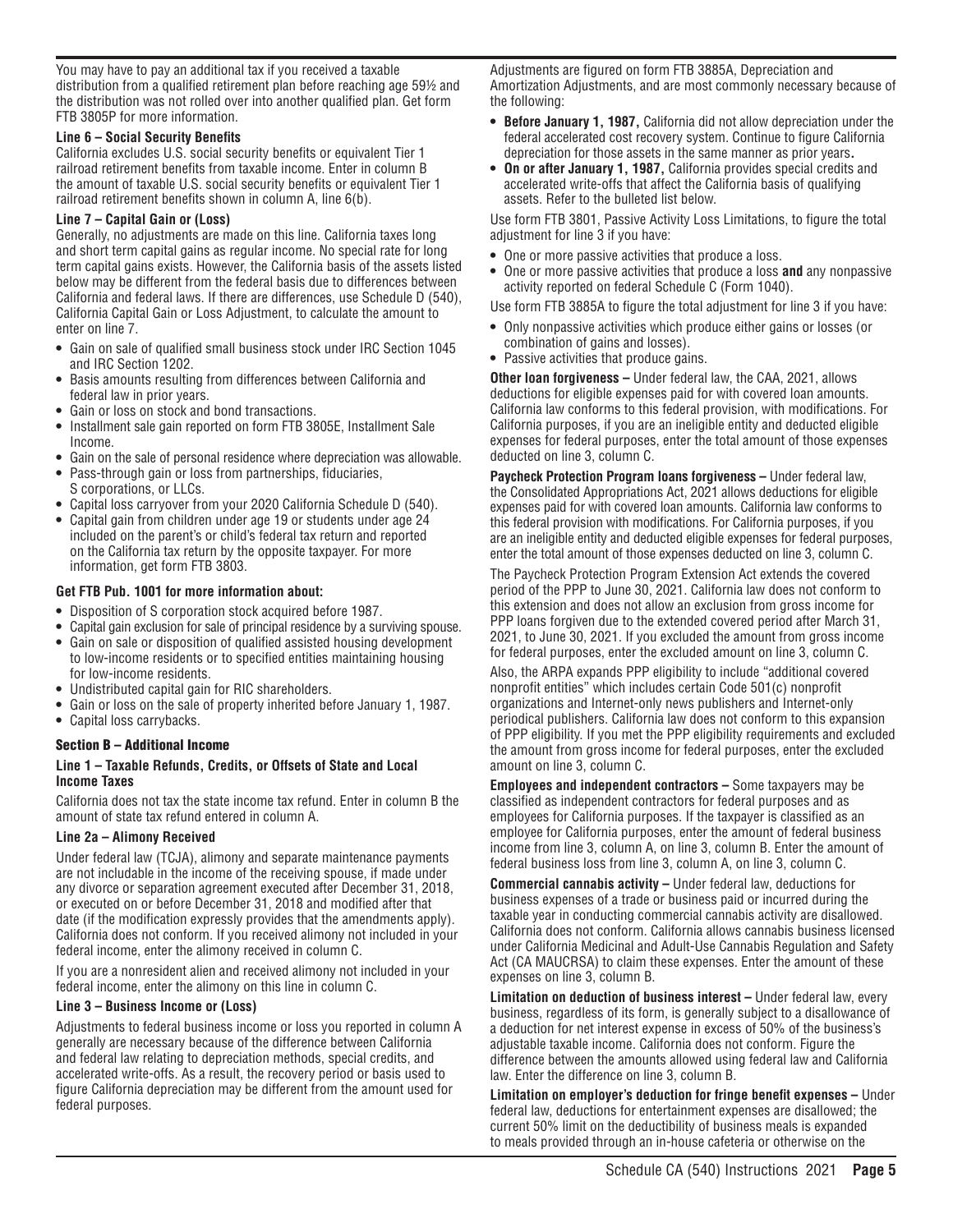You may have to pay an additional tax if you received a taxable distribution from a qualified retirement plan before reaching age 59½ and the distribution was not rolled over into another qualified plan. Get form FTB 3805P for more information.

#### Line 6 – Social Security Benefits

California excludes U.S. social security benefits or equivalent Tier 1 railroad retirement benefits from taxable income. Enter in column B the amount of taxable U.S. social security benefits or equivalent Tier 1 railroad retirement benefits shown in column A, line 6(b).

#### Line 7 – Capital Gain or (Loss)

Generally, no adjustments are made on this line. California taxes long and short term capital gains as regular income. No special rate for long term capital gains exists. However, the California basis of the assets listed below may be different from the federal basis due to differences between California and federal laws. If there are differences, use Schedule D (540), California Capital Gain or Loss Adjustment, to calculate the amount to enter on line 7.

- Gain on sale of qualified small business stock under IRC Section 1045 and IRC Section 1202.
- Basis amounts resulting from differences between California and federal law in prior years.
- Gain or loss on stock and bond transactions.
- Installment sale gain reported on form FTB 3805E, Installment Sale Income.
- Gain on the sale of personal residence where depreciation was allowable.
- Pass-through gain or loss from partnerships, fiduciaries, S corporations, or LLCs.
- Capital loss carryover from your 2020 California Schedule D (540).
- Capital gain from children under age 19 or students under age 24 included on the parent's or child's federal tax return and reported on the California tax return by the opposite taxpayer. For more information, get form FTB 3803.

**Get FTB Pub. 1001 for more information about:**

- Disposition of S corporation stock acquired before 1987.
- Capital gain exclusion for sale of principal residence by a surviving spouse.
- Gain on sale or disposition of qualified assisted housing development to low-income residents or to specified entities maintaining housing for low-income residents.
- Undistributed capital gain for RIC shareholders.
- Gain or loss on the sale of property inherited before January 1, 1987.
- Capital loss carrybacks.

### Section B – Additional Income

#### Line 1 – Taxable Refunds, Credits, or Offsets of State and Local Income Taxes

California does not tax the state income tax refund. Enter in column B the amount of state tax refund entered in column A.

#### Line 2a – Alimony Received

Under federal law (TCJA), alimony and separate maintenance payments are not includable in the income of the receiving spouse, if made under any divorce or separation agreement executed after December 31, 2018, or executed on or before December 31, 2018 and modified after that date (if the modification expressly provides that the amendments apply). California does not conform. If you received alimony not included in your federal income, enter the alimony received in column C.

If you are a nonresident alien and received alimony not included in your federal income, enter the alimony on this line in column C.

#### Line 3 – Business Income or (Loss)

Adjustments to federal business income or loss you reported in column A generally are necessary because of the difference between California and federal law relating to depreciation methods, special credits, and accelerated write-offs. As a result, the recovery period or basis used to figure California depreciation may be different from the amount used for federal purposes.

Adjustments are figured on form FTB 3885A, Depreciation and Amortization Adjustments, and are most commonly necessary because of the following:

- **Before January 1, 1987,** California did not allow depreciation under the federal accelerated cost recovery system. Continue to figure California depreciation for those assets in the same manner as prior years**.**
- **On or after January 1, 1987,** California provides special credits and accelerated write-offs that affect the California basis of qualifying assets. Refer to the bulleted list below.

Use form FTB 3801, Passive Activity Loss Limitations, to figure the total adjustment for line 3 if you have:

- One or more passive activities that produce a loss.
- One or more passive activities that produce a loss **and** any nonpassive activity reported on federal Schedule C (Form 1040).

Use form FTB 3885A to figure the total adjustment for line 3 if you have:

- Only nonpassive activities which produce either gains or losses (or combination of gains and losses).
- Passive activities that produce gains.

**Other loan forgiveness –** Under federal law, the CAA, 2021, allows deductions for eligible expenses paid for with covered loan amounts. California law conforms to this federal provision, with modifications. For California purposes, if you are an ineligible entity and deducted eligible expenses for federal purposes, enter the total amount of those expenses deducted on line 3, column C.

**Paycheck Protection Program loans forgiveness –** Under federal law, the Consolidated Appropriations Act, 2021 allows deductions for eligible expenses paid for with covered loan amounts. California law conforms to this federal provision with modifications. For California purposes, if you are an ineligible entity and deducted eligible expenses for federal purposes, enter the total amount of those expenses deducted on line 3, column C.

The Paycheck Protection Program Extension Act extends the covered period of the PPP to June 30, 2021. California law does not conform to this extension and does not allow an exclusion from gross income for PPP loans forgiven due to the extended covered period after March 31, 2021, to June 30, 2021. If you excluded the amount from gross income for federal purposes, enter the excluded amount on line 3, column C.

Also, the ARPA expands PPP eligibility to include "additional covered nonprofit entities" which includes certain Code 501(c) nonprofit organizations and Internet-only news publishers and Internet-only periodical publishers. California law does not conform to this expansion of PPP eligibility. If you met the PPP eligibility requirements and excluded the amount from gross income for federal purposes, enter the excluded amount on line 3, column C.

**Employees and independent contractors –** Some taxpayers may be classified as independent contractors for federal purposes and as employees for California purposes. If the taxpayer is classified as an employee for California purposes, enter the amount of federal business income from line 3, column A, on line 3, column B. Enter the amount of federal business loss from line 3, column A, on line 3, column C.

**Commercial cannabis activity –** Under federal law, deductions for business expenses of a trade or business paid or incurred during the taxable year in conducting commercial cannabis activity are disallowed. California does not conform. California allows cannabis business licensed under California Medicinal and Adult-Use Cannabis Regulation and Safety Act (CA MAUCRSA) to claim these expenses. Enter the amount of these expenses on line 3, column B.

**Limitation on deduction of business interest –** Under federal law, every business, regardless of its form, is generally subject to a disallowance of a deduction for net interest expense in excess of 50% of the business's adjustable taxable income. California does not conform. Figure the difference between the amounts allowed using federal law and California law. Enter the difference on line 3, column B.

**Limitation on employer's deduction for fringe benefit expenses –** Under federal law, deductions for entertainment expenses are disallowed; the current 50% limit on the deductibility of business meals is expanded to meals provided through an in-house cafeteria or otherwise on the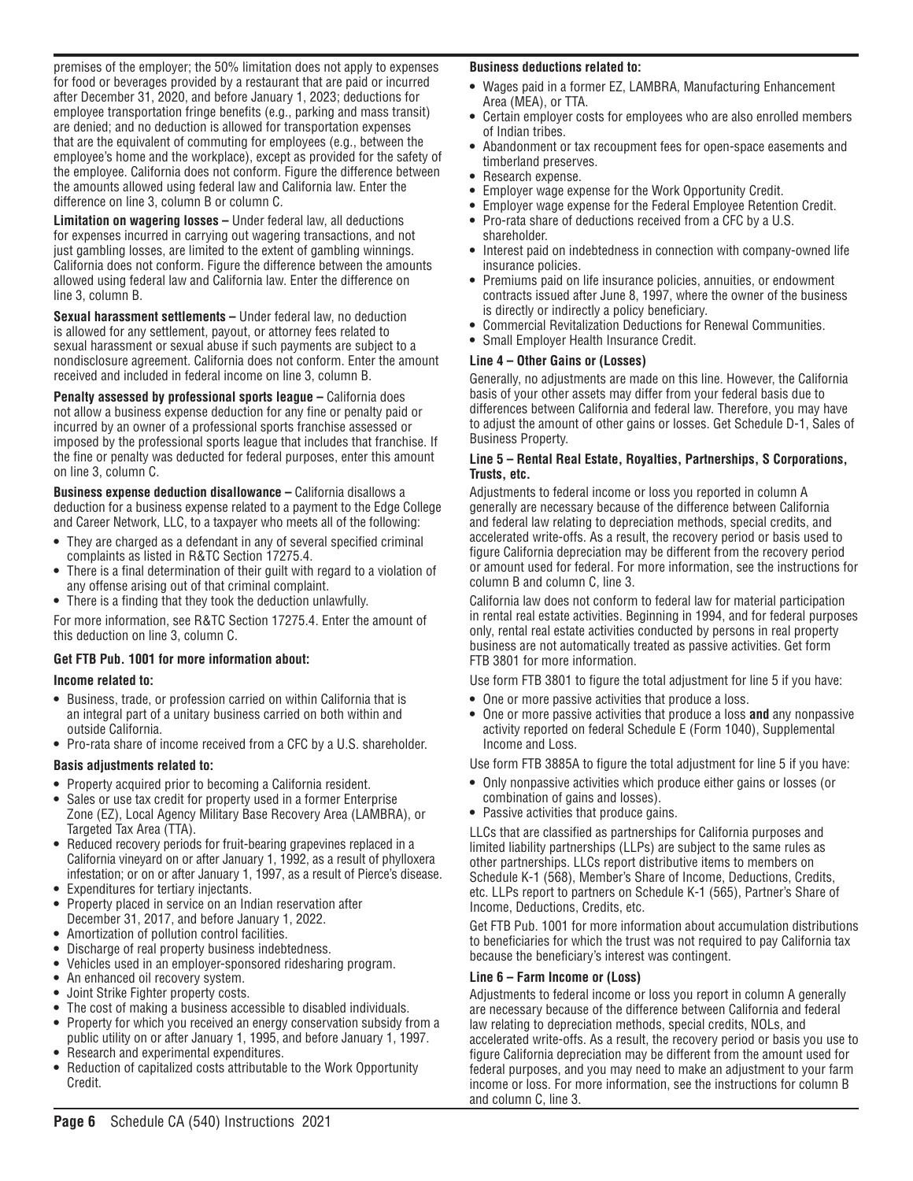premises of the employer; the 50% limitation does not apply to expenses for food or beverages provided by a restaurant that are paid or incurred after December 31, 2020, and before January 1, 2023; deductions for employee transportation fringe benefits (e.g., parking and mass transit) are denied; and no deduction is allowed for transportation expenses that are the equivalent of commuting for employees (e.g., between the employee's home and the workplace), except as provided for the safety of the employee. California does not conform. Figure the difference between the amounts allowed using federal law and California law. Enter the difference on line 3, column B or column C.

**Limitation on wagering losses –** Under federal law, all deductions for expenses incurred in carrying out wagering transactions, and not just gambling losses, are limited to the extent of gambling winnings. California does not conform. Figure the difference between the amounts allowed using federal law and California law. Enter the difference on line 3, column B.

**Sexual harassment settlements –** Under federal law, no deduction is allowed for any settlement, payout, or attorney fees related to sexual harassment or sexual abuse if such payments are subject to a nondisclosure agreement. California does not conform. Enter the amount received and included in federal income on line 3, column B.

**Penalty assessed by professional sports league –** California does not allow a business expense deduction for any fine or penalty paid or incurred by an owner of a professional sports franchise assessed or imposed by the professional sports league that includes that franchise. If the fine or penalty was deducted for federal purposes, enter this amount on line 3, column C.

**Business expense deduction disallowance –** California disallows a deduction for a business expense related to a payment to the Edge College and Career Network, LLC, to a taxpayer who meets all of the following:

- They are charged as a defendant in any of several specified criminal complaints as listed in R&TC Section 17275.4.
- There is a final determination of their guilt with regard to a violation of any offense arising out of that criminal complaint.
- There is a finding that they took the deduction unlawfully.

For more information, see R&TC Section 17275.4. Enter the amount of this deduction on line 3, column C.

**Get FTB Pub. 1001 for more information about:**

**Income related to:**

- Business, trade, or profession carried on within California that is an integral part of a unitary business carried on both within and outside California.
- Pro-rata share of income received from a CFC by a U.S. shareholder.

**Basis adjustments related to:**

- Property acquired prior to becoming a California resident.
- Sales or use tax credit for property used in a former Enterprise Zone (EZ), Local Agency Military Base Recovery Area (LAMBRA), or Targeted Tax Area (TTA).
- Reduced recovery periods for fruit-bearing grapevines replaced in a California vineyard on or after January 1, 1992, as a result of phylloxera infestation; or on or after January 1, 1997, as a result of Pierce's disease.
- Expenditures for tertiary injectants.
- Property placed in service on an Indian reservation after December 31, 2017, and before January 1, 2022.
- Amortization of pollution control facilities.
- Discharge of real property business indebtedness.
- Vehicles used in an employer-sponsored ridesharing program.
- An enhanced oil recovery system.
- Joint Strike Fighter property costs.
- The cost of making a business accessible to disabled individuals.
- Property for which you received an energy conservation subsidy from a public utility on or after January 1, 1995, and before January 1, 1997.
- Research and experimental expenditures.
- Reduction of capitalized costs attributable to the Work Opportunity Credit.

**Business deductions related to:**

- Wages paid in a former EZ, LAMBRA, Manufacturing Enhancement Area (MEA), or TTA.
- Certain employer costs for employees who are also enrolled members of Indian tribes.
- Abandonment or tax recoupment fees for open-space easements and timberland preserves.
- Research expense.
- Employer wage expense for the Work Opportunity Credit.
- Employer wage expense for the Federal Employee Retention Credit.
- Pro-rata share of deductions received from a CFC by a U.S. shareholder.
- Interest paid on indebtedness in connection with company-owned life insurance policies.
- Premiums paid on life insurance policies, annuities, or endowment contracts issued after June 8, 1997, where the owner of the business is directly or indirectly a policy beneficiary.
- Commercial Revitalization Deductions for Renewal Communities.
- Small Employer Health Insurance Credit.

### Line 4 – Other Gains or (Losses)

Generally, no adjustments are made on this line. However, the California basis of your other assets may differ from your federal basis due to differences between California and federal law. Therefore, you may have to adjust the amount of other gains or losses. Get Schedule D-1, Sales of Business Property.

### Line 5 – Rental Real Estate, Royalties, Partnerships, S Corporations, Trusts, etc.

Adjustments to federal income or loss you reported in column A generally are necessary because of the difference between California and federal law relating to depreciation methods, special credits, and accelerated write-offs. As a result, the recovery period or basis used to figure California depreciation may be different from the recovery period or amount used for federal. For more information, see the instructions for column B and column C, line 3.

California law does not conform to federal law for material participation in rental real estate activities. Beginning in 1994, and for federal purposes only, rental real estate activities conducted by persons in real property business are not automatically treated as passive activities. Get form FTB 3801 for more information.

Use form FTB 3801 to figure the total adjustment for line 5 if you have:

- One or more passive activities that produce a loss.
- One or more passive activities that produce a loss **and** any nonpassive activity reported on federal Schedule E (Form 1040), Supplemental Income and Loss.

Use form FTB 3885A to figure the total adjustment for line 5 if you have:

- Only nonpassive activities which produce either gains or losses (or combination of gains and losses).
- Passive activities that produce gains.

LLCs that are classified as partnerships for California purposes and limited liability partnerships (LLPs) are subject to the same rules as other partnerships. LLCs report distributive items to members on Schedule K-1 (568), Member's Share of Income, Deductions, Credits, etc. LLPs report to partners on Schedule K-1 (565), Partner's Share of Income, Deductions, Credits, etc.

Get FTB Pub. 1001 for more information about accumulation distributions to beneficiaries for which the trust was not required to pay California tax because the beneficiary's interest was contingent.

### Line 6 – Farm Income or (Loss)

Adjustments to federal income or loss you report in column A generally are necessary because of the difference between California and federal law relating to depreciation methods, special credits, NOLs, and accelerated write-offs. As a result, the recovery period or basis you use to figure California depreciation may be different from the amount used for federal purposes, and you may need to make an adjustment to your farm income or loss. For more information, see the instructions for column B and column C, line 3.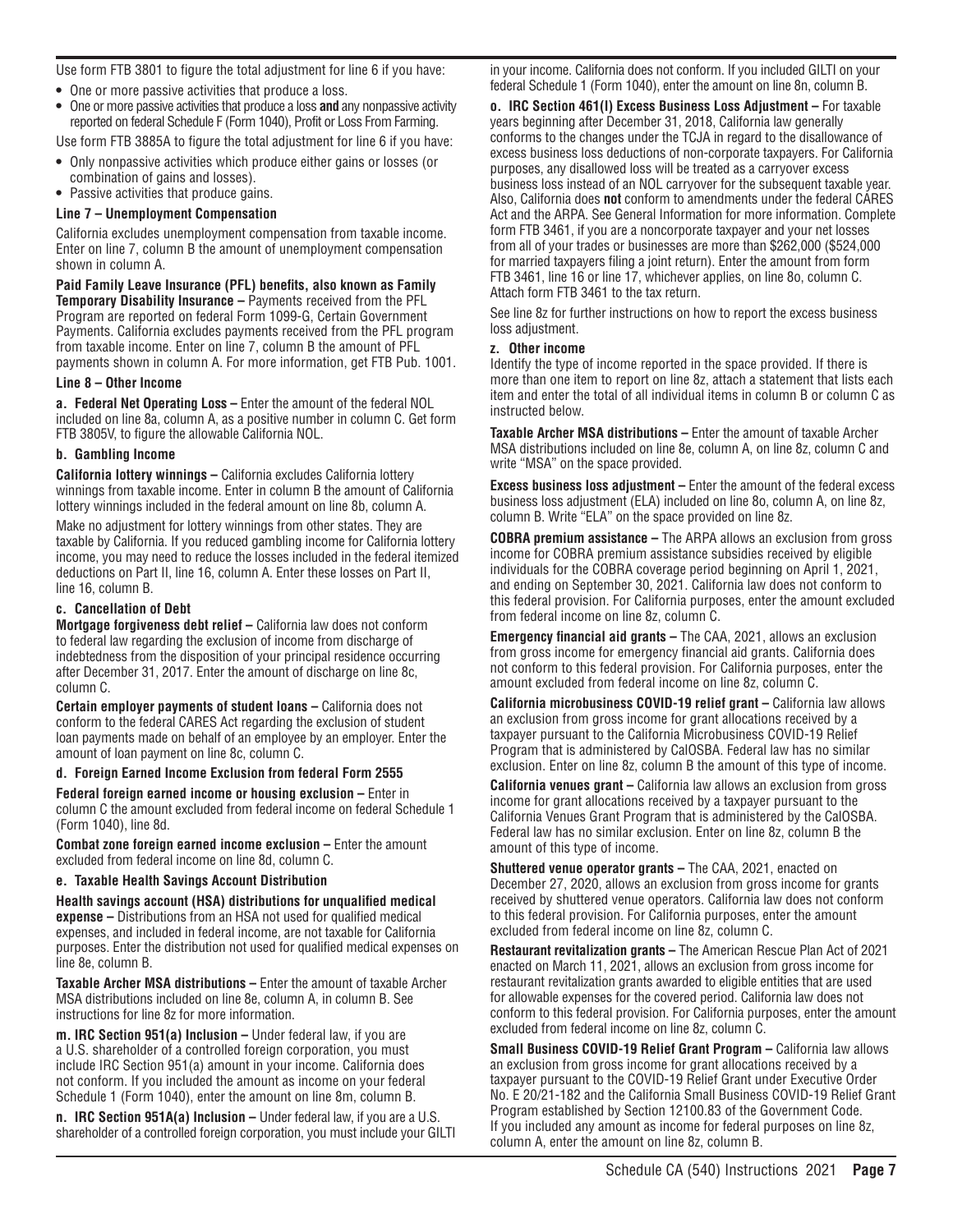Use form FTB 3801 to figure the total adjustment for line 6 if you have:

- One or more passive activities that produce a loss.
- One or more passive activities that produce a loss **and** any nonpassive activity reported on federal Schedule F (Form 1040), Profit or Loss From Farming.

Use form FTB 3885A to figure the total adjustment for line 6 if you have:

- Only nonpassive activities which produce either gains or losses (or combination of gains and losses).
- Passive activities that produce gains.

### Line 7 – Unemployment Compensation

California excludes unemployment compensation from taxable income. Enter on line 7, column B the amount of unemployment compensation shown in column A.

**Paid Family Leave Insurance (PFL) benefits, also known as Family Temporary Disability Insurance –** Payments received from the PFL Program are reported on federal Form 1099-G, Certain Government Payments. California excludes payments received from the PFL program from taxable income. Enter on line 7, column B the amount of PFL payments shown in column A. For more information, get FTB Pub. 1001.

### Line 8 – Other Income

**a. Federal Net Operating Loss –** Enter the amount of the federal NOL included on line 8a, column A, as a positive number in column C. Get form FTB 3805V, to figure the allowable California NOL.

**b. Gambling Income**

**California lottery winnings –** California excludes California lottery winnings from taxable income. Enter in column B the amount of California lottery winnings included in the federal amount on line 8b, column A.

Make no adjustment for lottery winnings from other states. They are taxable by California. If you reduced gambling income for California lottery income, you may need to reduce the losses included in the federal itemized deductions on Part II, line 16, column A. Enter these losses on Part II, line 16, column B.

**c. Cancellation of Debt**

**Mortgage forgiveness debt relief –** California law does not conform to federal law regarding the exclusion of income from discharge of indebtedness from the disposition of your principal residence occurring after December 31, 2017. Enter the amount of discharge on line 8c, column C.

**Certain employer payments of student loans –** California does not conform to the federal CARES Act regarding the exclusion of student loan payments made on behalf of an employee by an employer. Enter the amount of loan payment on line 8c, column C.

**d. Foreign Earned Income Exclusion from federal Form 2555**

**Federal foreign earned income or housing exclusion –** Enter in column C the amount excluded from federal income on federal Schedule 1 (Form 1040), line 8d.

**Combat zone foreign earned income exclusion –** Enter the amount excluded from federal income on line 8d, column C.

**e. Taxable Health Savings Account Distribution**

**Health savings account (HSA) distributions for unqualified medical expense –** Distributions from an HSA not used for qualified medical expenses, and included in federal income, are not taxable for California purposes. Enter the distribution not used for qualified medical expenses on line 8e, column B.

**Taxable Archer MSA distributions –** Enter the amount of taxable Archer MSA distributions included on line 8e, column A, in column B. See instructions for line 8z for more information.

**m. IRC Section 951(a) Inclusion –** Under federal law, if you are a U.S. shareholder of a controlled foreign corporation, you must include IRC Section 951(a) amount in your income. California does not conform. If you included the amount as income on your federal Schedule 1 (Form 1040), enter the amount on line 8m, column B.

**n. IRC Section 951A(a) Inclusion –** Under federal law, if you are a U.S. shareholder of a controlled foreign corporation, you must include your GILTI in your income. California does not conform. If you included GILTI on your federal Schedule 1 (Form 1040), enter the amount on line 8n, column B.

**o. IRC Section 461(l) Excess Business Loss Adjustment –** For taxable years beginning after December 31, 2018, California law generally conforms to the changes under the TCJA in regard to the disallowance of excess business loss deductions of non-corporate taxpayers. For California purposes, any disallowed loss will be treated as a carryover excess business loss instead of an NOL carryover for the subsequent taxable year. Also, California does **not** conform to amendments under the federal CARES Act and the ARPA. See General Information for more information. Complete form FTB 3461, if you are a noncorporate taxpayer and your net losses from all of your trades or businesses are more than $262,000 ($524,000 for married taxpayers filing a joint return). Enter the amount from form FTB 3461, line 16 or line 17, whichever applies, on line 8o, column C. Attach form FTB 3461 to the tax return.

See line 8z for further instructions on how to report the excess business loss adjustment.

**z. Other income**

Identify the type of income reported in the space provided. If there is more than one item to report on line 8z, attach a statement that lists each item and enter the total of all individual items in column B or column C as instructed below.

**Taxable Archer MSA distributions –** Enter the amount of taxable Archer MSA distributions included on line 8e, column A, on line 8z, column C and write "MSA" on the space provided.

**Excess business loss adjustment –** Enter the amount of the federal excess business loss adjustment (ELA) included on line 8o, column A, on line 8z, column B. Write "ELA" on the space provided on line 8z.

**COBRA premium assistance –** The ARPA allows an exclusion from gross income for COBRA premium assistance subsidies received by eligible individuals for the COBRA coverage period beginning on April 1, 2021, and ending on September 30, 2021. California law does not conform to this federal provision. For California purposes, enter the amount excluded from federal income on line 8z, column C.

**Emergency financial aid grants –** The CAA, 2021, allows an exclusion from gross income for emergency financial aid grants. California does not conform to this federal provision. For California purposes, enter the amount excluded from federal income on line 8z, column C.

**California microbusiness COVID-19 relief grant –** California law allows an exclusion from gross income for grant allocations received by a taxpayer pursuant to the California Microbusiness COVID-19 Relief Program that is administered by CalOSBA. Federal law has no similar exclusion. Enter on line 8z, column B the amount of this type of income.

**California venues grant –** California law allows an exclusion from gross income for grant allocations received by a taxpayer pursuant to the California Venues Grant Program that is administered by the CalOSBA. Federal law has no similar exclusion. Enter on line 8z, column B the amount of this type of income.

**Shuttered venue operator grants –** The CAA, 2021, enacted on December 27, 2020, allows an exclusion from gross income for grants received by shuttered venue operators. California law does not conform to this federal provision. For California purposes, enter the amount excluded from federal income on line 8z, column C.

**Restaurant revitalization grants –** The American Rescue Plan Act of 2021 enacted on March 11, 2021, allows an exclusion from gross income for restaurant revitalization grants awarded to eligible entities that are used for allowable expenses for the covered period. California law does not conform to this federal provision. For California purposes, enter the amount excluded from federal income on line 8z, column C.

**Small Business COVID-19 Relief Grant Program –** California law allows an exclusion from gross income for grant allocations received by a taxpayer pursuant to the COVID-19 Relief Grant under Executive Order No. E 20/21-182 and the California Small Business COVID-19 Relief Grant Program established by Section 12100.83 of the Government Code. If you included any amount as income for federal purposes on line 8z, column A, enter the amount on line 8z, column B.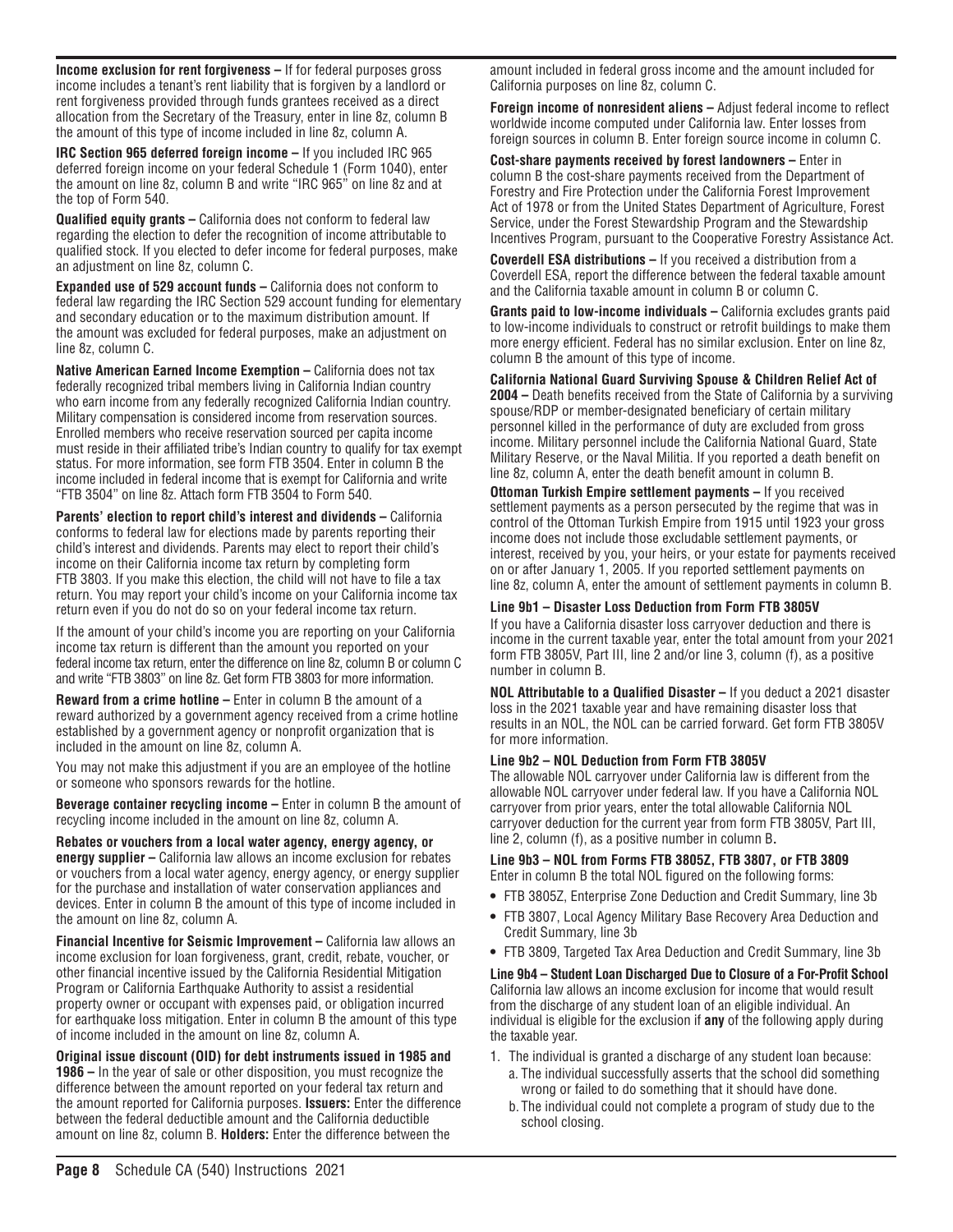**Income exclusion for rent forgiveness –** If for federal purposes gross income includes a tenant's rent liability that is forgiven by a landlord or rent forgiveness provided through funds grantees received as a direct allocation from the Secretary of the Treasury, enter in line 8z, column B the amount of this type of income included in line 8z, column A.

**IRC Section 965 deferred foreign income –** If you included IRC 965 deferred foreign income on your federal Schedule 1 (Form 1040), enter the amount on line 8z, column B and write "IRC 965" on line 8z and at the top of Form 540.

**Qualified equity grants –** California does not conform to federal law regarding the election to defer the recognition of income attributable to qualified stock. If you elected to defer income for federal purposes, make an adjustment on line 8z, column C.

**Expanded use of 529 account funds –** California does not conform to federal law regarding the IRC Section 529 account funding for elementary and secondary education or to the maximum distribution amount. If the amount was excluded for federal purposes, make an adjustment on line 8z, column C.

**Native American Earned Income Exemption –** California does not tax federally recognized tribal members living in California Indian country who earn income from any federally recognized California Indian country. Military compensation is considered income from reservation sources. Enrolled members who receive reservation sourced per capita income must reside in their affiliated tribe's Indian country to qualify for tax exempt status. For more information, see form FTB 3504. Enter in column B the income included in federal income that is exempt for California and write "FTB 3504" on line 8z. Attach form FTB 3504 to Form 540.

**Parents' election to report child's interest and dividends –** California conforms to federal law for elections made by parents reporting their child's interest and dividends. Parents may elect to report their child's income on their California income tax return by completing form FTB 3803. If you make this election, the child will not have to file a tax return. You may report your child's income on your California income tax return even if you do not do so on your federal income tax return.

If the amount of your child's income you are reporting on your California income tax return is different than the amount you reported on your federal income tax return, enter the difference on line 8z, column B or column C and write "FTB 3803" on line 8z. Get form FTB 3803 for more information.

**Reward from a crime hotline –** Enter in column B the amount of a reward authorized by a government agency received from a crime hotline established by a government agency or nonprofit organization that is included in the amount on line 8z, column A.

You may not make this adjustment if you are an employee of the hotline or someone who sponsors rewards for the hotline.

**Beverage container recycling income –** Enter in column B the amount of recycling income included in the amount on line 8z, column A.

**Rebates or vouchers from a local water agency, energy agency, or energy supplier –** California law allows an income exclusion for rebates or vouchers from a local water agency, energy agency, or energy supplier for the purchase and installation of water conservation appliances and devices. Enter in column B the amount of this type of income included in the amount on line 8z, column A.

**Financial Incentive for Seismic Improvement –** California law allows an income exclusion for loan forgiveness, grant, credit, rebate, voucher, or other financial incentive issued by the California Residential Mitigation Program or California Earthquake Authority to assist a residential property owner or occupant with expenses paid, or obligation incurred for earthquake loss mitigation. Enter in column B the amount of this type of income included in the amount on line 8z, column A.

**Original issue discount (OID) for debt instruments issued in 1985 and 1986 –** In the year of sale or other disposition, you must recognize the difference between the amount reported on your federal tax return and the amount reported for California purposes. **Issuers:** Enter the difference between the federal deductible amount and the California deductible amount on line 8z, column B. **Holders:** Enter the difference between the amount included in federal gross income and the amount included for California purposes on line 8z, column C.

**Foreign income of nonresident aliens –** Adjust federal income to reflect worldwide income computed under California law. Enter losses from foreign sources in column B. Enter foreign source income in column C.

**Cost-share payments received by forest landowners –** Enter in column B the cost-share payments received from the Department of Forestry and Fire Protection under the California Forest Improvement Act of 1978 or from the United States Department of Agriculture, Forest Service, under the Forest Stewardship Program and the Stewardship Incentives Program, pursuant to the Cooperative Forestry Assistance Act.

**Coverdell ESA distributions –** If you received a distribution from a Coverdell ESA, report the difference between the federal taxable amount and the California taxable amount in column B or column C.

**Grants paid to low-income individuals –** California excludes grants paid to low-income individuals to construct or retrofit buildings to make them more energy efficient. Federal has no similar exclusion. Enter on line 8z, column B the amount of this type of income.

**California National Guard Surviving Spouse & Children Relief Act of 2004 –** Death benefits received from the State of California by a surviving spouse/RDP or member-designated beneficiary of certain military personnel killed in the performance of duty are excluded from gross income. Military personnel include the California National Guard, State Military Reserve, or the Naval Militia. If you reported a death benefit on line 8z, column A, enter the death benefit amount in column B.

**Ottoman Turkish Empire settlement payments –** If you received settlement payments as a person persecuted by the regime that was in control of the Ottoman Turkish Empire from 1915 until 1923 your gross income does not include those excludable settlement payments, or interest, received by you, your heirs, or your estate for payments received on or after January 1, 2005. If you reported settlement payments on line 8z, column A, enter the amount of settlement payments in column B.

**Line 9b1 – Disaster Loss Deduction from Form FTB 3805V**

If you have a California disaster loss carryover deduction and there is income in the current taxable year, enter the total amount from your 2021 form FTB 3805V, Part III, line 2 and/or line 3, column (f), as a positive number in column B.

**NOL Attributable to a Qualified Disaster –** If you deduct a 2021 disaster loss in the 2021 taxable year and have remaining disaster loss that results in an NOL, the NOL can be carried forward. Get form FTB 3805V for more information.

**Line 9b2 – NOL Deduction from Form FTB 3805V**

The allowable NOL carryover under California law is different from the allowable NOL carryover under federal law. If you have a California NOL carryover from prior years, enter the total allowable California NOL carryover deduction for the current year from form FTB 3805V, Part III, line 2, column (f), as a positive number in column B**.**

**Line 9b3 – NOL from Forms FTB 3805Z, FTB 3807, or FTB 3809**

Enter in column B the total NOL figured on the following forms:

- FTB 3805Z, Enterprise Zone Deduction and Credit Summary, line 3b
- FTB 3807, Local Agency Military Base Recovery Area Deduction and Credit Summary, line 3b
- FTB 3809, Targeted Tax Area Deduction and Credit Summary, line 3b

**Line 9b4 – Student Loan Discharged Due to Closure of a For-Profit School**

California law allows an income exclusion for income that would result from the discharge of any student loan of an eligible individual. An individual is eligible for the exclusion if **any** of the following apply during the taxable year.

1. The individual is granted a discharge of any student loan because:
   a. The individual successfully asserts that the school did something wrong or failed to do something that it should have done.
   b. The individual could not complete a program of study due to the school closing.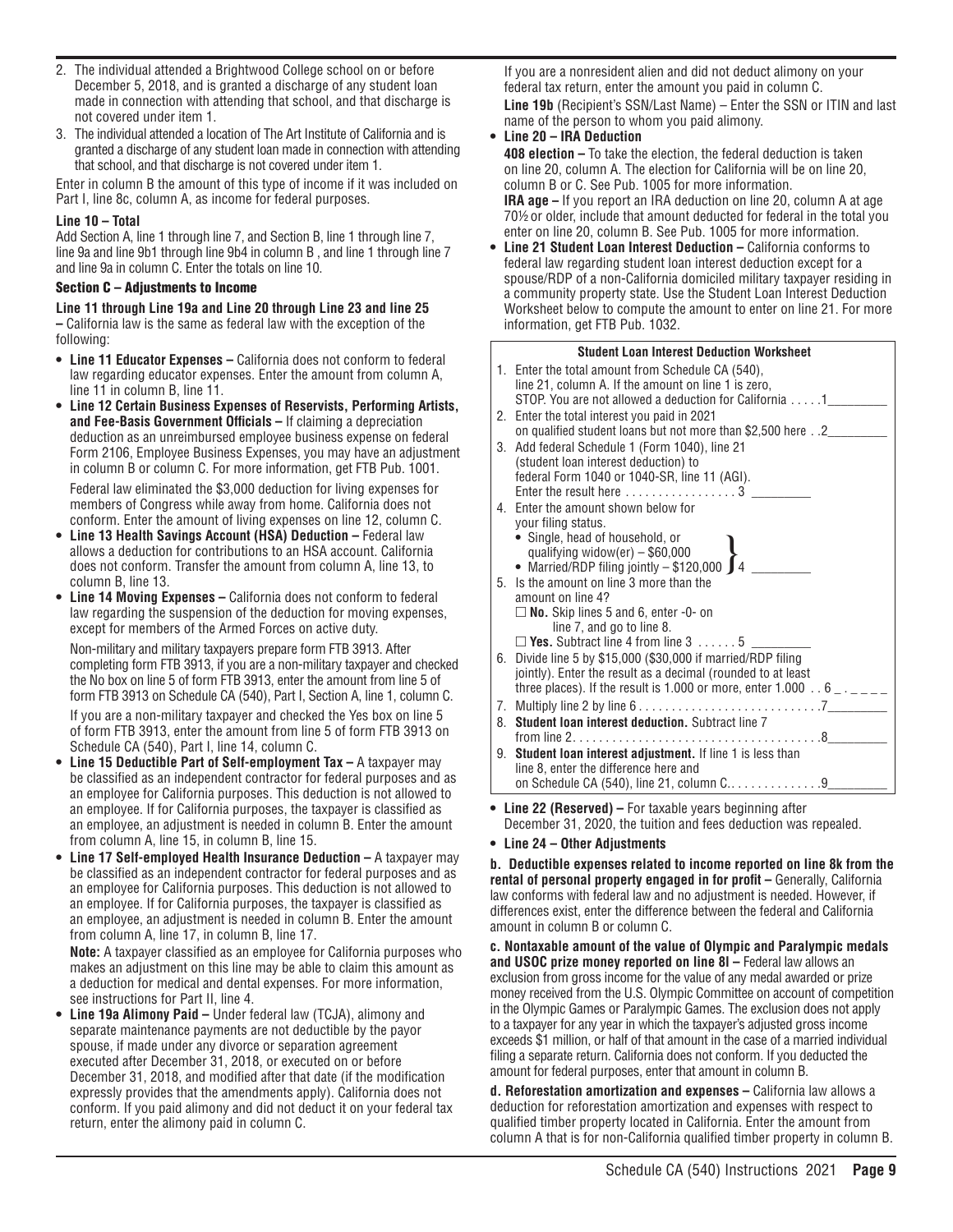2. The individual attended a Brightwood College school on or before December 5, 2018, and is granted a discharge of any student loan made in connection with attending that school, and that discharge is not covered under item 1.
3. The individual attended a location of The Art Institute of California and is granted a discharge of any student loan made in connection with attending that school, and that discharge is not covered under item 1.

Enter in column B the amount of this type of income if it was included on Part I, line 8c, column A, as income for federal purposes.

#### Line 10 – Total

Add Section A, line 1 through line 7, and Section B, line 1 through line 7, line 9a and line 9b1 through line 9b4 in column B , and line 1 through line 7 and line 9a in column C. Enter the totals on line 10.

### Section C – Adjustments to Income

**Line 11 through Line 19a and Line 20 through Line 23 and line 25 –** California law is the same as federal law with the exception of the following:

- **Line 11 Educator Expenses –** California does not conform to federal law regarding educator expenses. Enter the amount from column A, line 11 in column B, line 11.
- **Line 12 Certain Business Expenses of Reservists, Performing Artists, and Fee-Basis Government Officials –** If claiming a depreciation deduction as an unreimbursed employee business expense on federal Form 2106, Employee Business Expenses, you may have an adjustment in column B or column C. For more information, get FTB Pub. 1001.

  Federal law eliminated the $3,000 deduction for living expenses for members of Congress while away from home. California does not conform. Enter the amount of living expenses on line 12, column C.
- **Line 13 Health Savings Account (HSA) Deduction –** Federal law allows a deduction for contributions to an HSA account. California does not conform. Transfer the amount from column A, line 13, to column B, line 13.
- **Line 14 Moving Expenses –** California does not conform to federal law regarding the suspension of the deduction for moving expenses, except for members of the Armed Forces on active duty.

  Non-military and military taxpayers prepare form FTB 3913. After completing form FTB 3913, if you are a non-military taxpayer and checked the No box on line 5 of form FTB 3913, enter the amount from line 5 of form FTB 3913 on Schedule CA (540), Part I, Section A, line 1, column C.

  If you are a non-military taxpayer and checked the Yes box on line 5 of form FTB 3913, enter the amount from line 5 of form FTB 3913 on Schedule CA (540), Part I, line 14, column C.
- **Line 15 Deductible Part of Self-employment Tax –** A taxpayer may be classified as an independent contractor for federal purposes and as an employee for California purposes. This deduction is not allowed to an employee. If for California purposes, the taxpayer is classified as an employee, an adjustment is needed in column B. Enter the amount from column A, line 15, in column B, line 15.
- **Line 17 Self-employed Health Insurance Deduction –** A taxpayer may be classified as an independent contractor for federal purposes and as an employee for California purposes. This deduction is not allowed to an employee. If for California purposes, the taxpayer is classified as an employee, an adjustment is needed in column B. Enter the amount from column A, line 17, in column B, line 17.

  **Note:** A taxpayer classified as an employee for California purposes who makes an adjustment on this line may be able to claim this amount as a deduction for medical and dental expenses. For more information, see instructions for Part II, line 4.
- **Line 19a Alimony Paid –** Under federal law (TCJA), alimony and separate maintenance payments are not deductible by the payor spouse, if made under any divorce or separation agreement executed after December 31, 2018, or executed on or before December 31, 2018, and modified after that date (if the modification expressly provides that the amendments apply). California does not conform. If you paid alimony and did not deduct it on your federal tax return, enter the alimony paid in column C.

  If you are a nonresident alien and did not deduct alimony on your federal tax return, enter the amount you paid in column C.

  **Line 19b** (Recipient's SSN/Last Name) – Enter the SSN or ITIN and last name of the person to whom you paid alimony.
- **Line 20 – IRA Deduction**

  **408 election –** To take the election, the federal deduction is taken on line 20, column A. The election for California will be on line 20, column B or C. See Pub. 1005 for more information.

  **IRA age –** If you report an IRA deduction on line 20, column A at age 70½ or older, include that amount deducted for federal in the total you enter on line 20, column B. See Pub. 1005 for more information.
- **Line 21 Student Loan Interest Deduction –** California conforms to federal law regarding student loan interest deduction except for a spouse/RDP of a non-California domiciled military taxpayer residing in a community property state. Use the Student Loan Interest Deduction Worksheet below to compute the amount to enter on line 21. For more information, get FTB Pub. 1032.

**Student Loan Interest Deduction Worksheet**

1. Enter the total amount from Schedule CA (540), line 21, column A. If the amount on line 1 is zero, STOP. You are not allowed a deduction for California . . . . . 1________
2. Enter the total interest you paid in 2021 on qualified student loans but not more than $2,500 here . . 2________
3. Add federal Schedule 1 (Form 1040), line 21 (student loan interest deduction) to federal Form 1040 or 1040-SR, line 11 (AGI). Enter the result here . . . . . . . . . . . . . . . . . 3 ________
4. Enter the amount shown below for your filing status.
   - Single, head of household, or qualifying widow(er) – $60,000
   - Married/RDP filing jointly – $120,000

   4 ________
5. Is the amount on line 3 more than the amount on line 4?
   - ☐ **No.** Skip lines 5 and 6, enter -0- on line 7, and go to line 8.
   - ☐ **Yes.** Subtract line 4 from line 3 . . . . . . 5 ________
6. Divide line 5 by $15,000 ($30,000 if married/RDP filing jointly). Enter the result as a decimal (rounded to at least three places). If the result is 1.000 or more, enter 1.000 . . 6 _ . _ _ _ _
7. Multiply line 2 by line 6 . . . . . . . . . . . . . . . . . . . . . . . . . . . 7________
8. **Student loan interest deduction.** Subtract line 7 from line 2 . . . . . . . . . . . . . . . . . . . . . . . . . . . . . . . . . . . . . 8________
9. **Student loan interest adjustment.** If line 1 is less than line 8, enter the difference here and on Schedule CA (540), line 21, column C. . . . . . . . . . . . . . . 9________

- **Line 22 (Reserved) –** For taxable years beginning after December 31, 2020, the tuition and fees deduction was repealed.
- **Line 24 – Other Adjustments**

**b. Deductible expenses related to income reported on line 8k from the rental of personal property engaged in for profit –** Generally, California law conforms with federal law and no adjustment is needed. However, if differences exist, enter the difference between the federal and California amount in column B or column C.

**c. Nontaxable amount of the value of Olympic and Paralympic medals and USOC prize money reported on line 8l –** Federal law allows an exclusion from gross income for the value of any medal awarded or prize money received from the U.S. Olympic Committee on account of competition in the Olympic Games or Paralympic Games. The exclusion does not apply to a taxpayer for any year in which the taxpayer's adjusted gross income exceeds $1 million, or half of that amount in the case of a married individual filing a separate return. California does not conform. If you deducted the amount for federal purposes, enter that amount in column B.

**d. Reforestation amortization and expenses –** California law allows a deduction for reforestation amortization and expenses with respect to qualified timber property located in California. Enter the amount from column A that is for non-California qualified timber property in column B.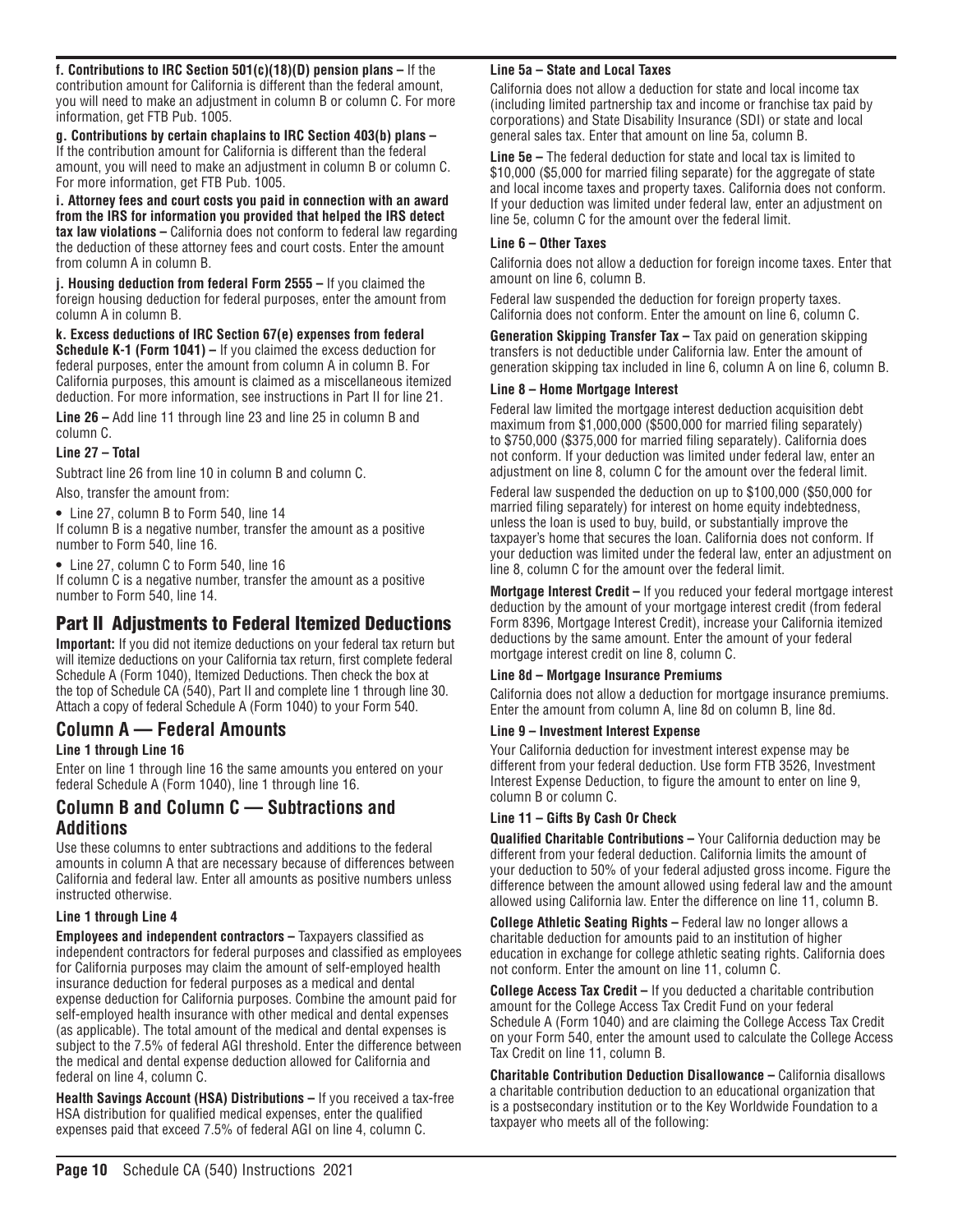**f. Contributions to IRC Section 501(c)(18)(D) pension plans –** If the contribution amount for California is different than the federal amount, you will need to make an adjustment in column B or column C. For more information, get FTB Pub. 1005.

**g. Contributions by certain chaplains to IRC Section 403(b) plans –** If the contribution amount for California is different than the federal amount, you will need to make an adjustment in column B or column C. For more information, get FTB Pub. 1005.

**i. Attorney fees and court costs you paid in connection with an award from the IRS for information you provided that helped the IRS detect tax law violations –** California does not conform to federal law regarding the deduction of these attorney fees and court costs. Enter the amount from column A in column B.

**j. Housing deduction from federal Form 2555 –** If you claimed the foreign housing deduction for federal purposes, enter the amount from column A in column B.

**k. Excess deductions of IRC Section 67(e) expenses from federal Schedule K-1 (Form 1041) –** If you claimed the excess deduction for federal purposes, enter the amount from column A in column B. For California purposes, this amount is claimed as a miscellaneous itemized deduction. For more information, see instructions in Part II for line 21.

**Line 26 –** Add line 11 through line 23 and line 25 in column B and column C.

**Line 27 – Total**

Subtract line 26 from line 10 in column B and column C.

Also, transfer the amount from:

- Line 27, column B to Form 540, line 14

If column B is a negative number, transfer the amount as a positive number to Form 540, line 16.

- Line 27, column C to Form 540, line 16

If column C is a negative number, transfer the amount as a positive number to Form 540, line 14.

## Part II Adjustments to Federal Itemized Deductions

**Important:** If you did not itemize deductions on your federal tax return but will itemize deductions on your California tax return, first complete federal Schedule A (Form 1040), Itemized Deductions. Then check the box at the top of Schedule CA (540), Part II and complete line 1 through line 30. Attach a copy of federal Schedule A (Form 1040) to your Form 540.

### Column A — Federal Amounts

**Line 1 through Line 16**

Enter on line 1 through line 16 the same amounts you entered on your federal Schedule A (Form 1040), line 1 through line 16.

### Column B and Column C — Subtractions and Additions

Use these columns to enter subtractions and additions to the federal amounts in column A that are necessary because of differences between California and federal law. Enter all amounts as positive numbers unless instructed otherwise.

**Line 1 through Line 4**

**Employees and independent contractors –** Taxpayers classified as independent contractors for federal purposes and classified as employees for California purposes may claim the amount of self-employed health insurance deduction for federal purposes as a medical and dental expense deduction for California purposes. Combine the amount paid for self-employed health insurance with other medical and dental expenses (as applicable). The total amount of the medical and dental expenses is subject to the 7.5% of federal AGI threshold. Enter the difference between the medical and dental expense deduction allowed for California and federal on line 4, column C.

**Health Savings Account (HSA) Distributions –** If you received a tax-free HSA distribution for qualified medical expenses, enter the qualified expenses paid that exceed 7.5% of federal AGI on line 4, column C.

**Line 5a – State and Local Taxes**

California does not allow a deduction for state and local income tax (including limited partnership tax and income or franchise tax paid by corporations) and State Disability Insurance (SDI) or state and local general sales tax. Enter that amount on line 5a, column B.

**Line 5e –** The federal deduction for state and local tax is limited to $10,000 ($5,000 for married filing separate) for the aggregate of state and local income taxes and property taxes. California does not conform. If your deduction was limited under federal law, enter an adjustment on line 5e, column C for the amount over the federal limit.

**Line 6 – Other Taxes**

California does not allow a deduction for foreign income taxes. Enter that amount on line 6, column B.

Federal law suspended the deduction for foreign property taxes. California does not conform. Enter the amount on line 6, column C.

**Generation Skipping Transfer Tax –** Tax paid on generation skipping transfers is not deductible under California law. Enter the amount of generation skipping tax included in line 6, column A on line 6, column B.

**Line 8 – Home Mortgage Interest**

Federal law limited the mortgage interest deduction acquisition debt maximum from $1,000,000 ($500,000 for married filing separately) to $750,000 ($375,000 for married filing separately). California does not conform. If your deduction was limited under federal law, enter an adjustment on line 8, column C for the amount over the federal limit.

Federal law suspended the deduction on up to $100,000 ($50,000 for married filing separately) for interest on home equity indebtedness, unless the loan is used to buy, build, or substantially improve the taxpayer's home that secures the loan. California does not conform. If your deduction was limited under the federal law, enter an adjustment on line 8, column C for the amount over the federal limit.

**Mortgage Interest Credit –** If you reduced your federal mortgage interest deduction by the amount of your mortgage interest credit (from federal Form 8396, Mortgage Interest Credit), increase your California itemized deductions by the same amount. Enter the amount of your federal mortgage interest credit on line 8, column C.

**Line 8d – Mortgage Insurance Premiums**

California does not allow a deduction for mortgage insurance premiums. Enter the amount from column A, line 8d on column B, line 8d.

**Line 9 – Investment Interest Expense**

Your California deduction for investment interest expense may be different from your federal deduction. Use form FTB 3526, Investment Interest Expense Deduction, to figure the amount to enter on line 9, column B or column C.

**Line 11 – Gifts By Cash Or Check**

**Qualified Charitable Contributions –** Your California deduction may be different from your federal deduction. California limits the amount of your deduction to 50% of your federal adjusted gross income. Figure the difference between the amount allowed using federal law and the amount allowed using California law. Enter the difference on line 11, column B.

**College Athletic Seating Rights –** Federal law no longer allows a charitable deduction for amounts paid to an institution of higher education in exchange for college athletic seating rights. California does not conform. Enter the amount on line 11, column C.

**College Access Tax Credit –** If you deducted a charitable contribution amount for the College Access Tax Credit Fund on your federal Schedule A (Form 1040) and are claiming the College Access Tax Credit on your Form 540, enter the amount used to calculate the College Access Tax Credit on line 11, column B.

**Charitable Contribution Deduction Disallowance –** California disallows a charitable contribution deduction to an educational organization that is a postsecondary institution or to the Key Worldwide Foundation to a taxpayer who meets all of the following: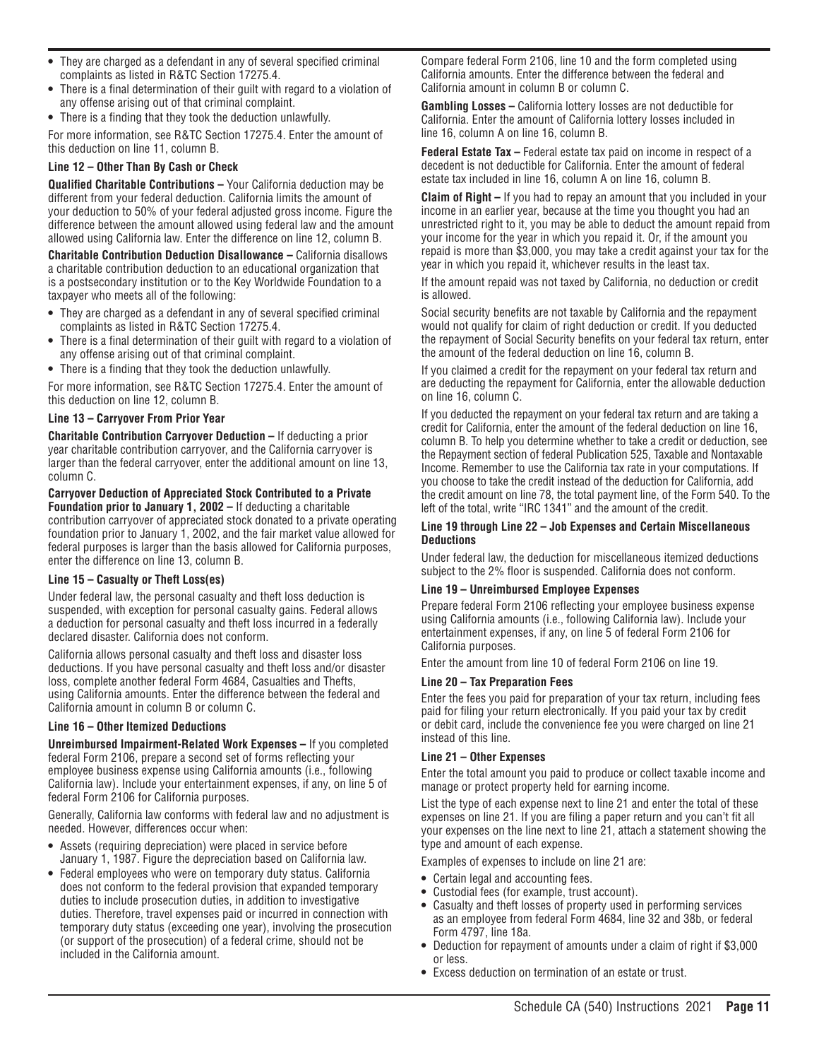- They are charged as a defendant in any of several specified criminal complaints as listed in R&TC Section 17275.4.
- There is a final determination of their guilt with regard to a violation of any offense arising out of that criminal complaint.
- There is a finding that they took the deduction unlawfully.

For more information, see R&TC Section 17275.4. Enter the amount of this deduction on line 11, column B.

#### Line 12 – Other Than By Cash or Check

**Qualified Charitable Contributions –** Your California deduction may be different from your federal deduction. California limits the amount of your deduction to 50% of your federal adjusted gross income. Figure the difference between the amount allowed using federal law and the amount allowed using California law. Enter the difference on line 12, column B.

**Charitable Contribution Deduction Disallowance –** California disallows a charitable contribution deduction to an educational organization that is a postsecondary institution or to the Key Worldwide Foundation to a taxpayer who meets all of the following:

- They are charged as a defendant in any of several specified criminal complaints as listed in R&TC Section 17275.4.
- There is a final determination of their guilt with regard to a violation of any offense arising out of that criminal complaint.
- There is a finding that they took the deduction unlawfully.

For more information, see R&TC Section 17275.4. Enter the amount of this deduction on line 12, column B.

#### Line 13 – Carryover From Prior Year

**Charitable Contribution Carryover Deduction –** If deducting a prior year charitable contribution carryover, and the California carryover is larger than the federal carryover, enter the additional amount on line 13, column C.

**Carryover Deduction of Appreciated Stock Contributed to a Private Foundation prior to January 1, 2002 –** If deducting a charitable contribution carryover of appreciated stock donated to a private operating foundation prior to January 1, 2002, and the fair market value allowed for federal purposes is larger than the basis allowed for California purposes, enter the difference on line 13, column B.

#### Line 15 – Casualty or Theft Loss(es)

Under federal law, the personal casualty and theft loss deduction is suspended, with exception for personal casualty gains. Federal allows a deduction for personal casualty and theft loss incurred in a federally declared disaster. California does not conform.

California allows personal casualty and theft loss and disaster loss deductions. If you have personal casualty and theft loss and/or disaster loss, complete another federal Form 4684, Casualties and Thefts, using California amounts. Enter the difference between the federal and California amount in column B or column C.

#### Line 16 – Other Itemized Deductions

**Unreimbursed Impairment-Related Work Expenses –** If you completed federal Form 2106, prepare a second set of forms reflecting your employee business expense using California amounts (i.e., following California law). Include your entertainment expenses, if any, on line 5 of federal Form 2106 for California purposes.

Generally, California law conforms with federal law and no adjustment is needed. However, differences occur when:

- Assets (requiring depreciation) were placed in service before January 1, 1987. Figure the depreciation based on California law.
- Federal employees who were on temporary duty status. California does not conform to the federal provision that expanded temporary duties to include prosecution duties, in addition to investigative duties. Therefore, travel expenses paid or incurred in connection with temporary duty status (exceeding one year), involving the prosecution (or support of the prosecution) of a federal crime, should not be included in the California amount.

Compare federal Form 2106, line 10 and the form completed using California amounts. Enter the difference between the federal and California amount in column B or column C.

**Gambling Losses –** California lottery losses are not deductible for California. Enter the amount of California lottery losses included in line 16, column A on line 16, column B.

**Federal Estate Tax –** Federal estate tax paid on income in respect of a decedent is not deductible for California. Enter the amount of federal estate tax included in line 16, column A on line 16, column B.

**Claim of Right –** If you had to repay an amount that you included in your income in an earlier year, because at the time you thought you had an unrestricted right to it, you may be able to deduct the amount repaid from your income for the year in which you repaid it. Or, if the amount you repaid is more than $3,000, you may take a credit against your tax for the year in which you repaid it, whichever results in the least tax.

If the amount repaid was not taxed by California, no deduction or credit is allowed.

Social security benefits are not taxable by California and the repayment would not qualify for claim of right deduction or credit. If you deducted the repayment of Social Security benefits on your federal tax return, enter the amount of the federal deduction on line 16, column B.

If you claimed a credit for the repayment on your federal tax return and are deducting the repayment for California, enter the allowable deduction on line 16, column C.

If you deducted the repayment on your federal tax return and are taking a credit for California, enter the amount of the federal deduction on line 16, column B. To help you determine whether to take a credit or deduction, see the Repayment section of federal Publication 525, Taxable and Nontaxable Income. Remember to use the California tax rate in your computations. If you choose to take the credit instead of the deduction for California, add the credit amount on line 78, the total payment line, of the Form 540. To the left of the total, write "IRC 1341" and the amount of the credit.

#### Line 19 through Line 22 – Job Expenses and Certain Miscellaneous Deductions

Under federal law, the deduction for miscellaneous itemized deductions subject to the 2% floor is suspended. California does not conform.

#### Line 19 – Unreimbursed Employee Expenses

Prepare federal Form 2106 reflecting your employee business expense using California amounts (i.e., following California law). Include your entertainment expenses, if any, on line 5 of federal Form 2106 for California purposes.

Enter the amount from line 10 of federal Form 2106 on line 19.

#### Line 20 – Tax Preparation Fees

Enter the fees you paid for preparation of your tax return, including fees paid for filing your return electronically. If you paid your tax by credit or debit card, include the convenience fee you were charged on line 21 instead of this line.

#### Line 21 – Other Expenses

Enter the total amount you paid to produce or collect taxable income and manage or protect property held for earning income.

List the type of each expense next to line 21 and enter the total of these expenses on line 21. If you are filing a paper return and you can't fit all your expenses on the line next to line 21, attach a statement showing the type and amount of each expense.

Examples of expenses to include on line 21 are:

- Certain legal and accounting fees.
- Custodial fees (for example, trust account).
- Casualty and theft losses of property used in performing services as an employee from federal Form 4684, line 32 and 38b, or federal Form 4797, line 18a.
- Deduction for repayment of amounts under a claim of right if $3,000 or less.
- Excess deduction on termination of an estate or trust.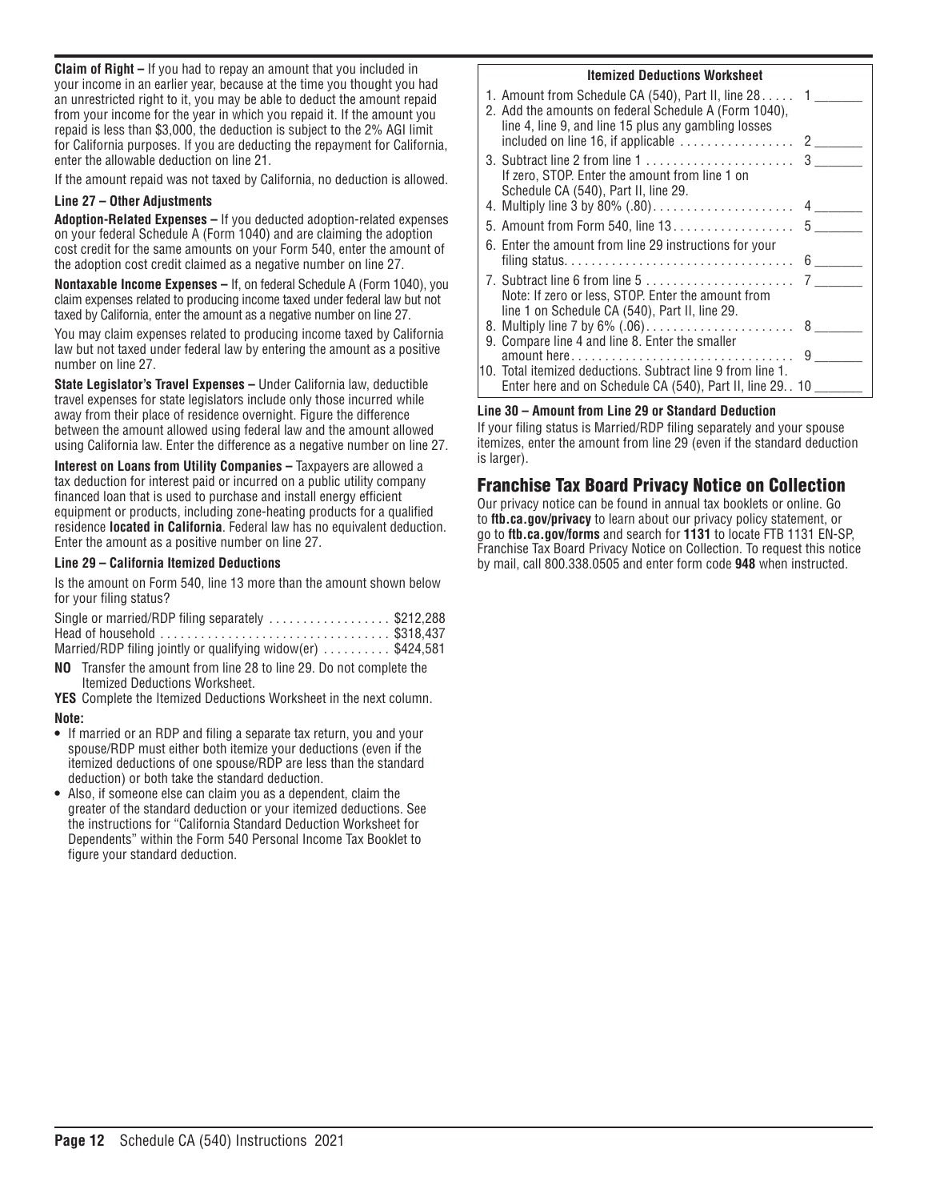**Claim of Right –** If you had to repay an amount that you included in your income in an earlier year, because at the time you thought you had an unrestricted right to it, you may be able to deduct the amount repaid from your income for the year in which you repaid it. If the amount you repaid is less than $3,000, the deduction is subject to the 2% AGI limit for California purposes. If you are deducting the repayment for California, enter the allowable deduction on line 21.

If the amount repaid was not taxed by California, no deduction is allowed.

#### Line 27 – Other Adjustments

**Adoption-Related Expenses –** If you deducted adoption-related expenses on your federal Schedule A (Form 1040) and are claiming the adoption cost credit for the same amounts on your Form 540, enter the amount of the adoption cost credit claimed as a negative number on line 27.

**Nontaxable Income Expenses –** If, on federal Schedule A (Form 1040), you claim expenses related to producing income taxed under federal law but not taxed by California, enter the amount as a negative number on line 27.

You may claim expenses related to producing income taxed by California law but not taxed under federal law by entering the amount as a positive number on line 27.

**State Legislator's Travel Expenses –** Under California law, deductible travel expenses for state legislators include only those incurred while away from their place of residence overnight. Figure the difference between the amount allowed using federal law and the amount allowed using California law. Enter the difference as a negative number on line 27.

**Interest on Loans from Utility Companies –** Taxpayers are allowed a tax deduction for interest paid or incurred on a public utility company financed loan that is used to purchase and install energy efficient equipment or products, including zone-heating products for a qualified residence **located in California**. Federal law has no equivalent deduction. Enter the amount as a positive number on line 27.

#### Line 29 – California Itemized Deductions

Is the amount on Form 540, line 13 more than the amount shown below for your filing status?

| | |
|---|---|
| Single or married/RDP filing separately | $212,288 |
| Head of household | $318,437 |
| Married/RDP filing jointly or qualifying widow(er) | $424,581 |

**NO** Transfer the amount from line 28 to line 29. Do not complete the Itemized Deductions Worksheet.

**YES** Complete the Itemized Deductions Worksheet in the next column.

**Note:**

- If married or an RDP and filing a separate tax return, you and your spouse/RDP must either both itemize your deductions (even if the itemized deductions of one spouse/RDP are less than the standard deduction) or both take the standard deduction.
- Also, if someone else can claim you as a dependent, claim the greater of the standard deduction or your itemized deductions. See the instructions for "California Standard Deduction Worksheet for Dependents" within the Form 540 Personal Income Tax Booklet to figure your standard deduction.

| Itemized Deductions Worksheet | |
|---|---|
| 1. Amount from Schedule CA (540), Part II, line 28 | 1 _______ |
| 2. Add the amounts on federal Schedule A (Form 1040), line 4, line 9, and line 15 plus any gambling losses included on line 16, if applicable | 2 _______ |
| 3. Subtract line 2 from line 1. If zero, STOP. Enter the amount from line 1 on Schedule CA (540), Part II, line 29. | 3 _______ |
| 4. Multiply line 3 by 80% (.80) | 4 _______ |
| 5. Amount from Form 540, line 13 | 5 _______ |
| 6. Enter the amount from line 29 instructions for your filing status. | 6 _______ |
| 7. Subtract line 6 from line 5. Note: If zero or less, STOP. Enter the amount from line 1 on Schedule CA (540), Part II, line 29. | 7 _______ |
| 8. Multiply line 7 by 6% (.06) | 8 _______ |
| 9. Compare line 4 and line 8. Enter the smaller amount here | 9 _______ |
| 10. Total itemized deductions. Subtract line 9 from line 1. Enter here and on Schedule CA (540), Part II, line 29. | 10 _______ |

#### Line 30 – Amount from Line 29 or Standard Deduction

If your filing status is Married/RDP filing separately and your spouse itemizes, enter the amount from line 29 (even if the standard deduction is larger).

## Franchise Tax Board Privacy Notice on Collection

Our privacy notice can be found in annual tax booklets or online. Go to **ftb.ca.gov/privacy** to learn about our privacy policy statement, or go to **ftb.ca.gov/forms** and search for **1131** to locate FTB 1131 EN-SP, Franchise Tax Board Privacy Notice on Collection. To request this notice by mail, call 800.338.0505 and enter form code **948** when instructed.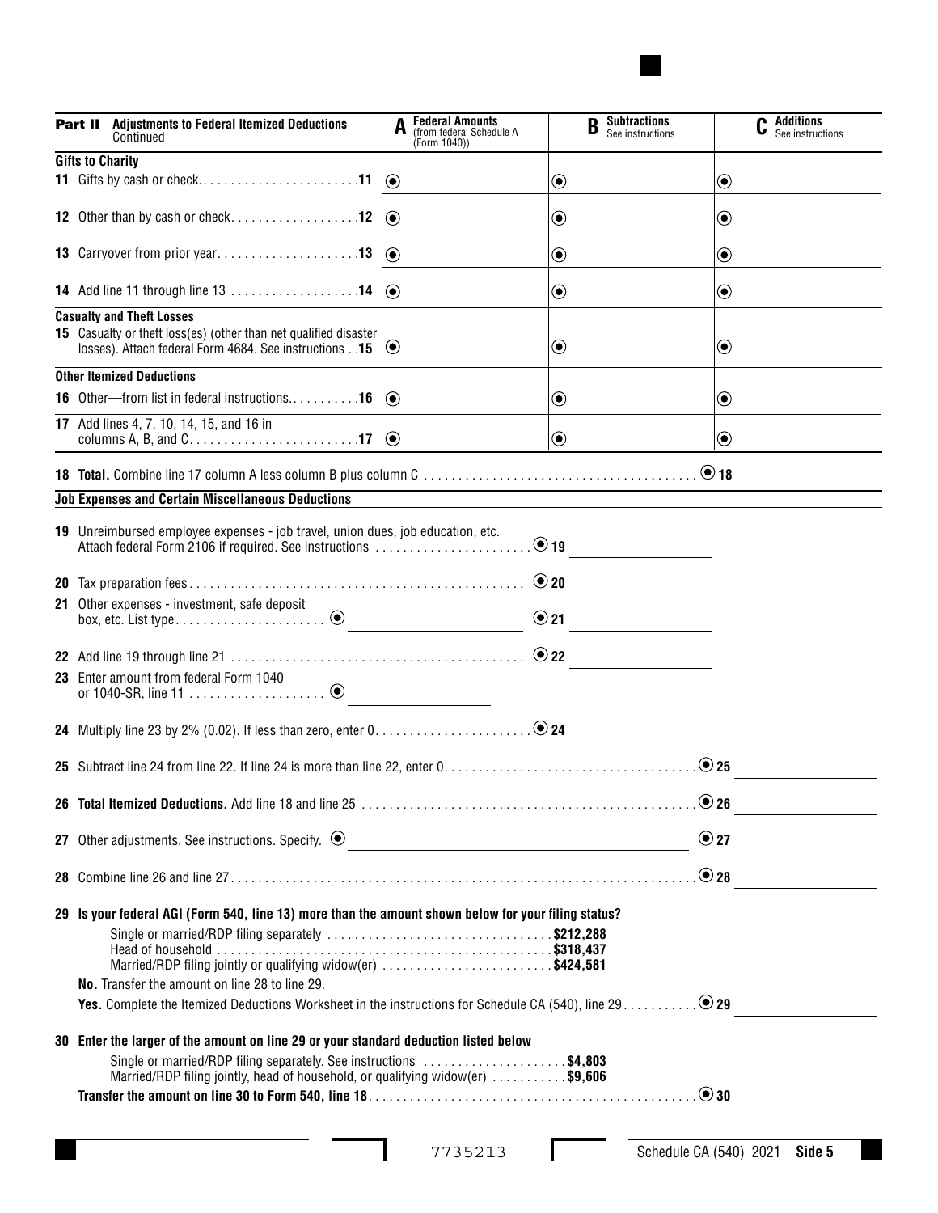| Part II Adjustments to Federal Itemized Deductions Continued | A Federal Amounts (from federal Schedule A (Form 1040)) | B Subtractions See instructions | C Additions See instructions |
|---|---|---|---|
| **Gifts to Charity** | | | |
| 11 Gifts by cash or check . . . . . 11 | | | |
| 12 Other than by cash or check . . . . . 12 | | | |
| 13 Carryover from prior year . . . . . 13 | | | |
| 14 Add line 11 through line 13 . . . . . 14 | | | |
| **Casualty and Theft Losses** | | | |
| 15 Casualty or theft loss(es) (other than net qualified disaster losses). Attach federal Form 4684. See instructions . . 15 | | | |
| **Other Itemized Deductions** | | | |
| 16 Other—from list in federal instructions . . . . . 16 | | | |
| 17 Add lines 4, 7, 10, 14, 15, and 16 in columns A, B, and C . . . . . 17 | | | |

**18 Total.** Combine line 17 column A less column B plus column C . . . . . 18 ______

**Job Expenses and Certain Miscellaneous Deductions**

19 Unreimbursed employee expenses - job travel, union dues, job education, etc. Attach federal Form 2106 if required. See instructions . . . . . 19 ______

20 Tax preparation fees . . . . . 20 ______

21 Other expenses - investment, safe deposit box, etc. List type . . . . . ______ 21 ______

22 Add line 19 through line 21 . . . . . 22 ______

23 Enter amount from federal Form 1040 or 1040-SR, line 11 . . . . . ______

24 Multiply line 23 by 2% (0.02). If less than zero, enter 0 . . . . . 24 ______

25 Subtract line 24 from line 22. If line 24 is more than line 22, enter 0 . . . . . 25 ______

26 **Total Itemized Deductions.** Add line 18 and line 25 . . . . . 26 ______

27 Other adjustments. See instructions. Specify. ______ 27 ______

28 Combine line 26 and line 27 . . . . . 28 ______

**29 Is your federal AGI (Form 540, line 13) more than the amount shown below for your filing status?**

Single or married/RDP filing separately . . . . . **$212,288**
Head of household . . . . . **$318,437**
Married/RDP filing jointly or qualifying widow(er) . . . . . **$424,581**

**No.** Transfer the amount on line 28 to line 29.

**Yes.** Complete the Itemized Deductions Worksheet in the instructions for Schedule CA (540), line 29 . . . . . 29 ______

**30 Enter the larger of the amount on line 29 or your standard deduction listed below**

Single or married/RDP filing separately. See instructions . . . . . **$4,803**
Married/RDP filing jointly, head of household, or qualifying widow(er) . . . . . **$9,606**

**Transfer the amount on line 30 to Form 540, line 18** . . . . . 30 ______